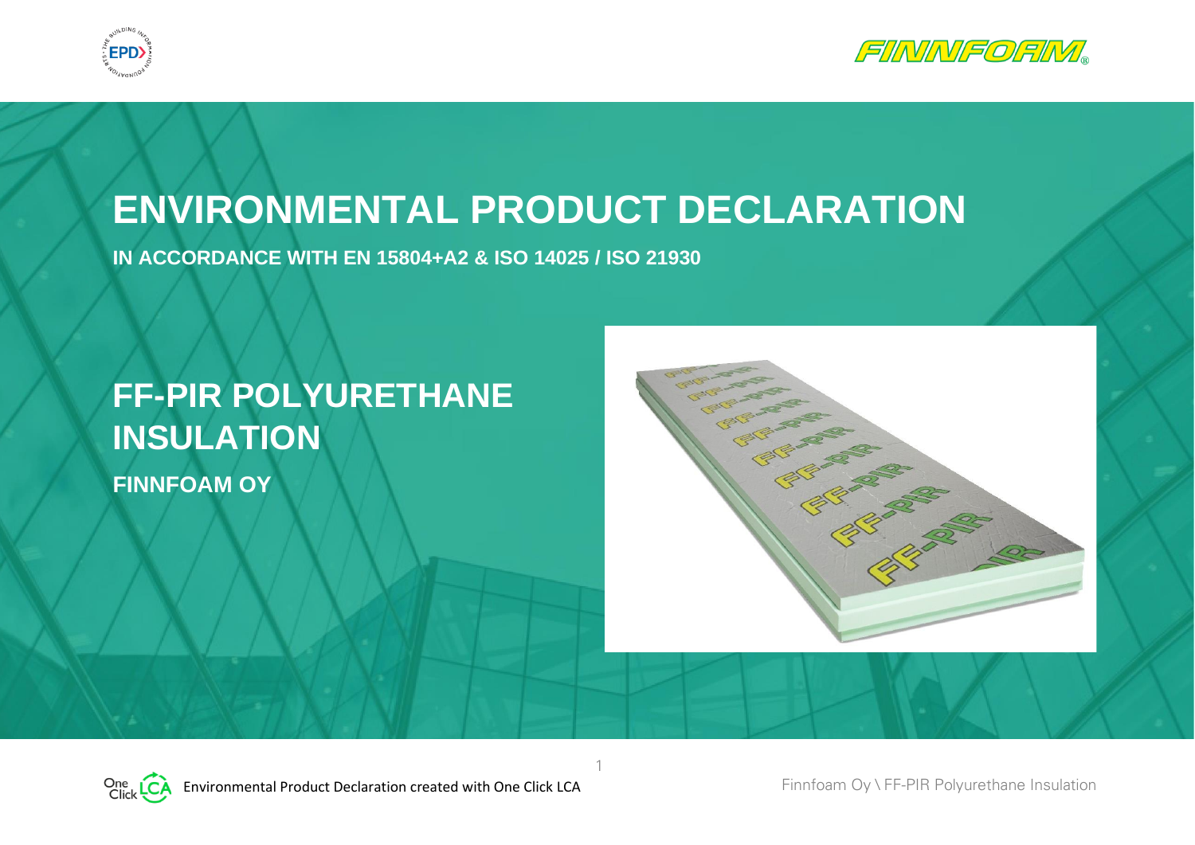# ENVIRONMENTAL PRODUCT DECLARATION

**IN ACCORDANCE WITH EN 15804+A2 & ISO 14025 / ISO 21930**

## FF-PIR POLYURETHANE INSULATION

**FINNFOAM OY**

Environmental Product Declaration created with One Click LCA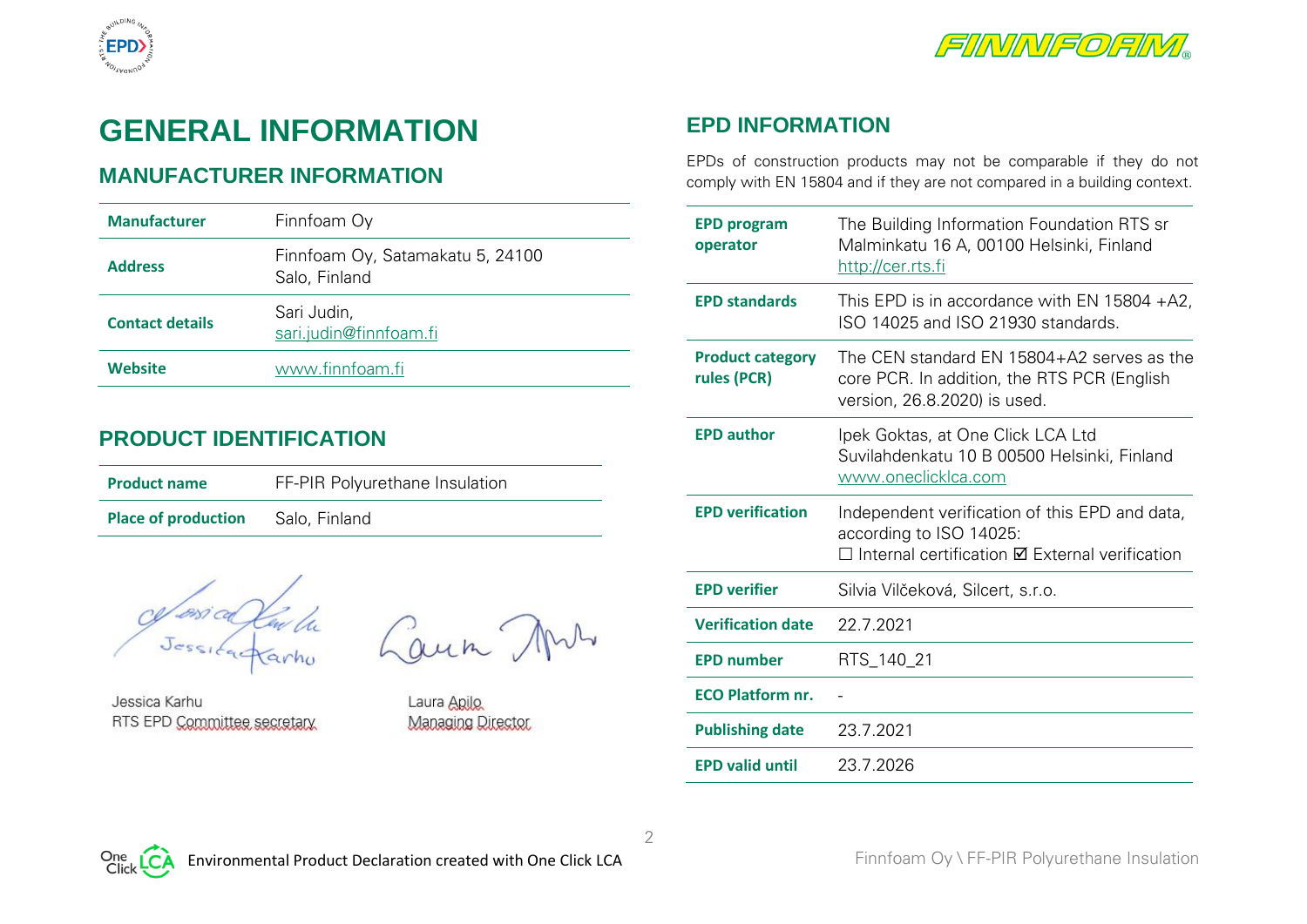# GENERAL INFORMATION

## MANUFACTURER INFORMATION

| Manufacturer | Finnfoam Oy |
|---|---|
| Address | Finnfoam Oy, Satamakatu 5, 24100 Salo, Finland |
| Contact details | Sari Judin, sari.judin@finnfoam.fi |
| Website | www.finnfoam.fi |

## PRODUCT IDENTIFICATION

| Product name | FF-PIR Polyurethane Insulation |
|---|---|
| Place of production | Salo, Finland |

Jessica Karhu
RTS EPD Committee secretary

Laura Apilo
Managing Director

## EPD INFORMATION

EPDs of construction products may not be comparable if they do not comply with EN 15804 and if they are not compared in a building context.

| EPD program operator | The Building Information Foundation RTS sr Malminkatu 16 A, 00100 Helsinki, Finland http://cer.rts.fi |
|---|---|
| EPD standards | This EPD is in accordance with EN 15804 +A2, ISO 14025 and ISO 21930 standards. |
| Product category rules (PCR) | The CEN standard EN 15804+A2 serves as the core PCR. In addition, the RTS PCR (English version, 26.8.2020) is used. |
| EPD author | Ipek Goktas, at One Click LCA Ltd Suvilahdenkatu 10 B 00500 Helsinki, Finland www.oneclicklca.com |
| EPD verification | Independent verification of this EPD and data, according to ISO 14025: ☐ Internal certification ☑ External verification |
| EPD verifier | Silvia Vilčeková, Silcert, s.r.o. |
| Verification date | 22.7.2021 |
| EPD number | RTS_140_21 |
| ECO Platform nr. | - |
| Publishing date | 23.7.2021 |
| EPD valid until | 23.7.2026 |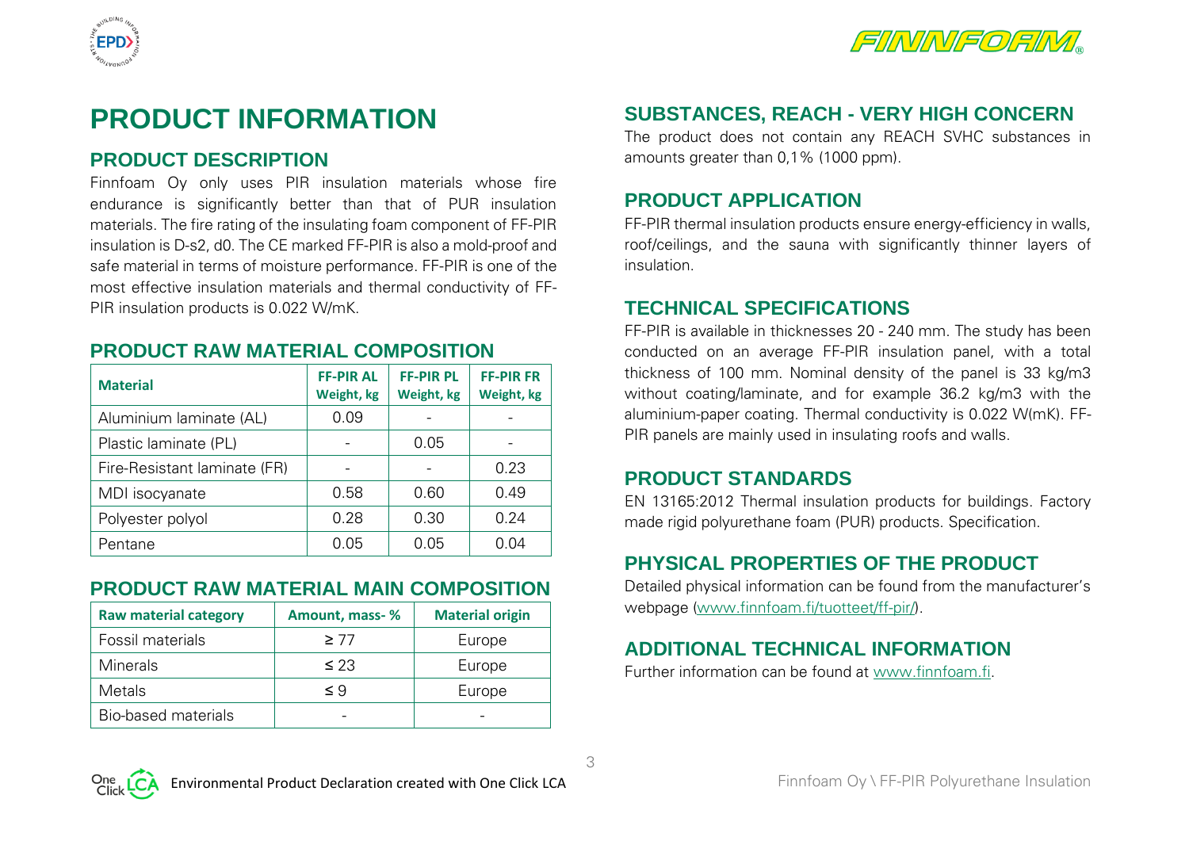# PRODUCT INFORMATION

## PRODUCT DESCRIPTION

Finnfoam Oy only uses PIR insulation materials whose fire endurance is significantly better than that of PUR insulation materials. The fire rating of the insulating foam component of FF-PIR insulation is D-s2, d0. The CE marked FF-PIR is also a mold-proof and safe material in terms of moisture performance. FF-PIR is one of the most effective insulation materials and thermal conductivity of FF-PIR insulation products is 0.022 W/mK.

## PRODUCT RAW MATERIAL COMPOSITION

| Material | FF-PIR AL Weight, kg | FF-PIR PL Weight, kg | FF-PIR FR Weight, kg |
|---|---|---|---|
| Aluminium laminate (AL) | 0.09 | - | - |
| Plastic laminate (PL) | - | 0.05 | - |
| Fire-Resistant laminate (FR) | - | - | 0.23 |
| MDI isocyanate | 0.58 | 0.60 | 0.49 |
| Polyester polyol | 0.28 | 0.30 | 0.24 |
| Pentane | 0.05 | 0.05 | 0.04 |

## PRODUCT RAW MATERIAL MAIN COMPOSITION

| Raw material category | Amount, mass- % | Material origin |
|---|---|---|
| Fossil materials | ≥ 77 | Europe |
| Minerals | ≤ 23 | Europe |
| Metals | ≤ 9 | Europe |
| Bio-based materials | - | - |

## SUBSTANCES, REACH - VERY HIGH CONCERN

The product does not contain any REACH SVHC substances in amounts greater than 0,1% (1000 ppm).

## PRODUCT APPLICATION

FF-PIR thermal insulation products ensure energy-efficiency in walls, roof/ceilings, and the sauna with significantly thinner layers of insulation.

## TECHNICAL SPECIFICATIONS

FF-PIR is available in thicknesses 20 - 240 mm. The study has been conducted on an average FF-PIR insulation panel, with a total thickness of 100 mm. Nominal density of the panel is 33 kg/m3 without coating/laminate, and for example 36.2 kg/m3 with the aluminium-paper coating. Thermal conductivity is 0.022 W(mK). FF-PIR panels are mainly used in insulating roofs and walls.

## PRODUCT STANDARDS

EN 13165:2012 Thermal insulation products for buildings. Factory made rigid polyurethane foam (PUR) products. Specification.

## PHYSICAL PROPERTIES OF THE PRODUCT

Detailed physical information can be found from the manufacturer's webpage (www.finnfoam.fi/tuotteet/ff-pir/).

## ADDITIONAL TECHNICAL INFORMATION

Further information can be found at www.finnfoam.fi.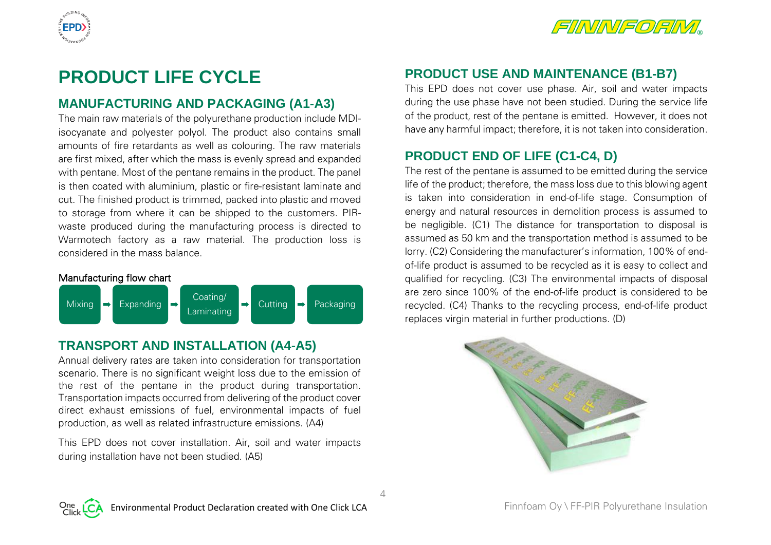// Running headers/footers omitted.
# PRODUCT LIFE CYCLE

## MANUFACTURING AND PACKAGING (A1-A3)

The main raw materials of the polyurethane production include MDI-isocyanate and polyester polyol. The product also contains small amounts of fire retardants as well as colouring. The raw materials are first mixed, after which the mass is evenly spread and expanded with pentane. Most of the pentane remains in the product. The panel is then coated with aluminium, plastic or fire-resistant laminate and cut. The finished product is trimmed, packed into plastic and moved to storage from where it can be shipped to the customers. PIR-waste produced during the manufacturing process is directed to Warmotech factory as a raw material. The production loss is considered in the mass balance.

Manufacturing flow chart

Mixing ➡ Expanding ➡ Coating/ Laminating ➡ Cutting ➡ Packaging

## TRANSPORT AND INSTALLATION (A4-A5)

Annual delivery rates are taken into consideration for transportation scenario. There is no significant weight loss due to the emission of the rest of the pentane in the product during transportation. Transportation impacts occurred from delivering of the product cover direct exhaust emissions of fuel, environmental impacts of fuel production, as well as related infrastructure emissions. (A4)

This EPD does not cover installation. Air, soil and water impacts during installation have not been studied. (A5)

## PRODUCT USE AND MAINTENANCE (B1-B7)

This EPD does not cover use phase. Air, soil and water impacts during the use phase have not been studied. During the service life of the product, rest of the pentane is emitted. However, it does not have any harmful impact; therefore, it is not taken into consideration.

## PRODUCT END OF LIFE (C1-C4, D)

The rest of the pentane is assumed to be emitted during the service life of the product; therefore, the mass loss due to this blowing agent is taken into consideration in end-of-life stage. Consumption of energy and natural resources in demolition process is assumed to be negligible. (C1) The distance for transportation to disposal is assumed as 50 km and the transportation method is assumed to be lorry. (C2) Considering the manufacturer's information, 100% of end-of-life product is assumed to be recycled as it is easy to collect and qualified for recycling. (C3) The environmental impacts of disposal are zero since 100% of the end-of-life product is considered to be recycled. (C4) Thanks to the recycling process, end-of-life product replaces virgin material in further productions. (D)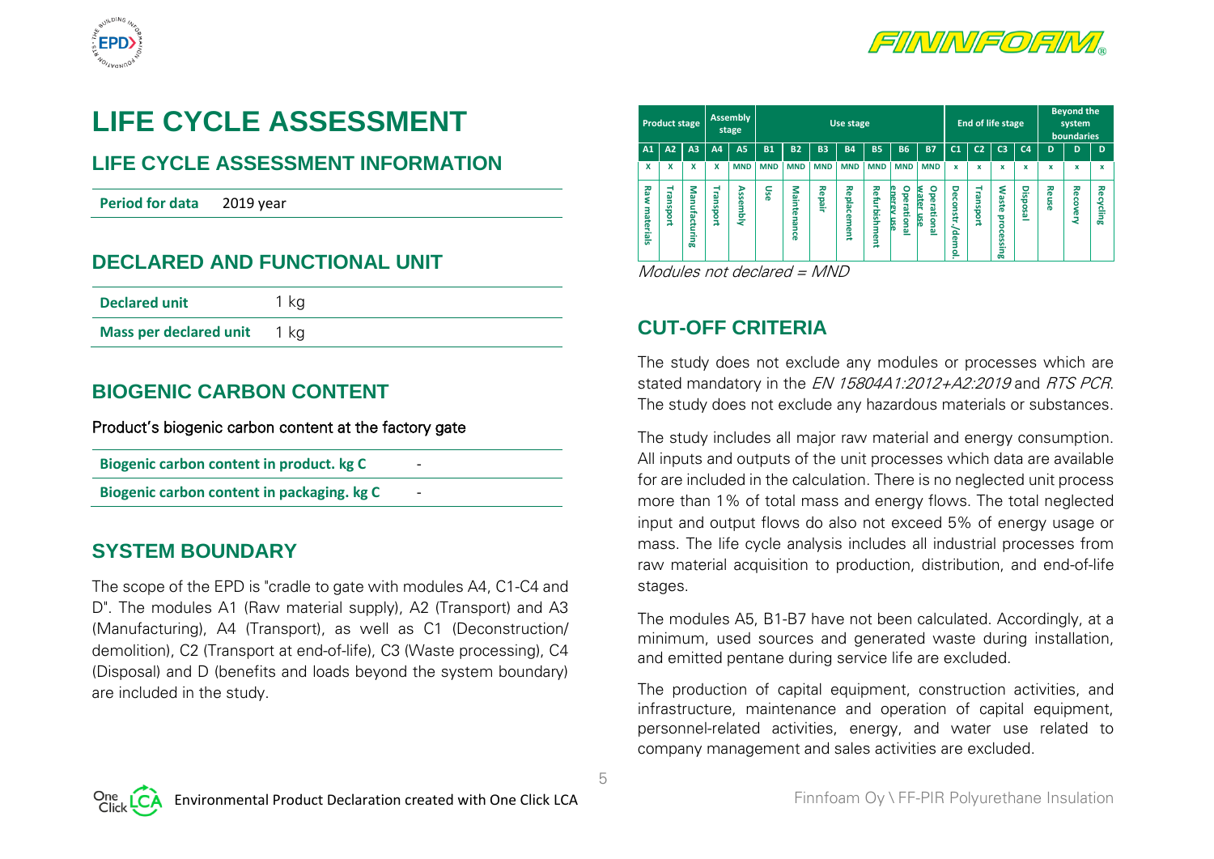# LIFE CYCLE ASSESSMENT

## LIFE CYCLE ASSESSMENT INFORMATION

| **Period for data** | 2019 year |
|---|---|

## DECLARED AND FUNCTIONAL UNIT

| **Declared unit** | 1 kg |
|---|---|
| **Mass per declared unit** | 1 kg |

## BIOGENIC CARBON CONTENT

Product's biogenic carbon content at the factory gate

| **Biogenic carbon content in product. kg C** | - |
|---|---|
| **Biogenic carbon content in packaging. kg C** | - |

## SYSTEM BOUNDARY

The scope of the EPD is "cradle to gate with modules A4, C1-C4 and D". The modules A1 (Raw material supply), A2 (Transport) and A3 (Manufacturing), A4 (Transport), as well as C1 (Deconstruction/ demolition), C2 (Transport at end-of-life), C3 (Waste processing), C4 (Disposal) and D (benefits and loads beyond the system boundary) are included in the study.

| Product stage | | | Assembly stage | | Use stage | | | | | | | End of life stage | | | | Beyond the system boundaries | | |
|---|---|---|---|---|---|---|---|---|---|---|---|---|---|---|---|---|---|---|
| A1 | A2 | A3 | A4 | A5 | B1 | B2 | B3 | B4 | B5 | B6 | B7 | C1 | C2 | C3 | C4 | D | D | D |
| x | x | x | x | MND | MND | MND | MND | MND | MND | MND | MND | x | x | x | x | x | x | x |
| Raw materials | Transport | Manufacturing | Transport | Assembly | Use | Maintenance | Repair | Replacement | Refurbishment | Operational energy use | Operational water use | Deconstr./demol. | Transport | Waste processing | Disposal | Reuse | Recovery | Recycling |

*Modules not declared = MND*

## CUT-OFF CRITERIA

The study does not exclude any modules or processes which are stated mandatory in the *EN 15804A1:2012+A2:2019* and *RTS PCR*. The study does not exclude any hazardous materials or substances.

The study includes all major raw material and energy consumption. All inputs and outputs of the unit processes which data are available for are included in the calculation. There is no neglected unit process more than 1% of total mass and energy flows. The total neglected input and output flows do also not exceed 5% of energy usage or mass. The life cycle analysis includes all industrial processes from raw material acquisition to production, distribution, and end-of-life stages.

The modules A5, B1-B7 have not been calculated. Accordingly, at a minimum, used sources and generated waste during installation, and emitted pentane during service life are excluded.

The production of capital equipment, construction activities, and infrastructure, maintenance and operation of capital equipment, personnel-related activities, energy, and water use related to company management and sales activities are excluded.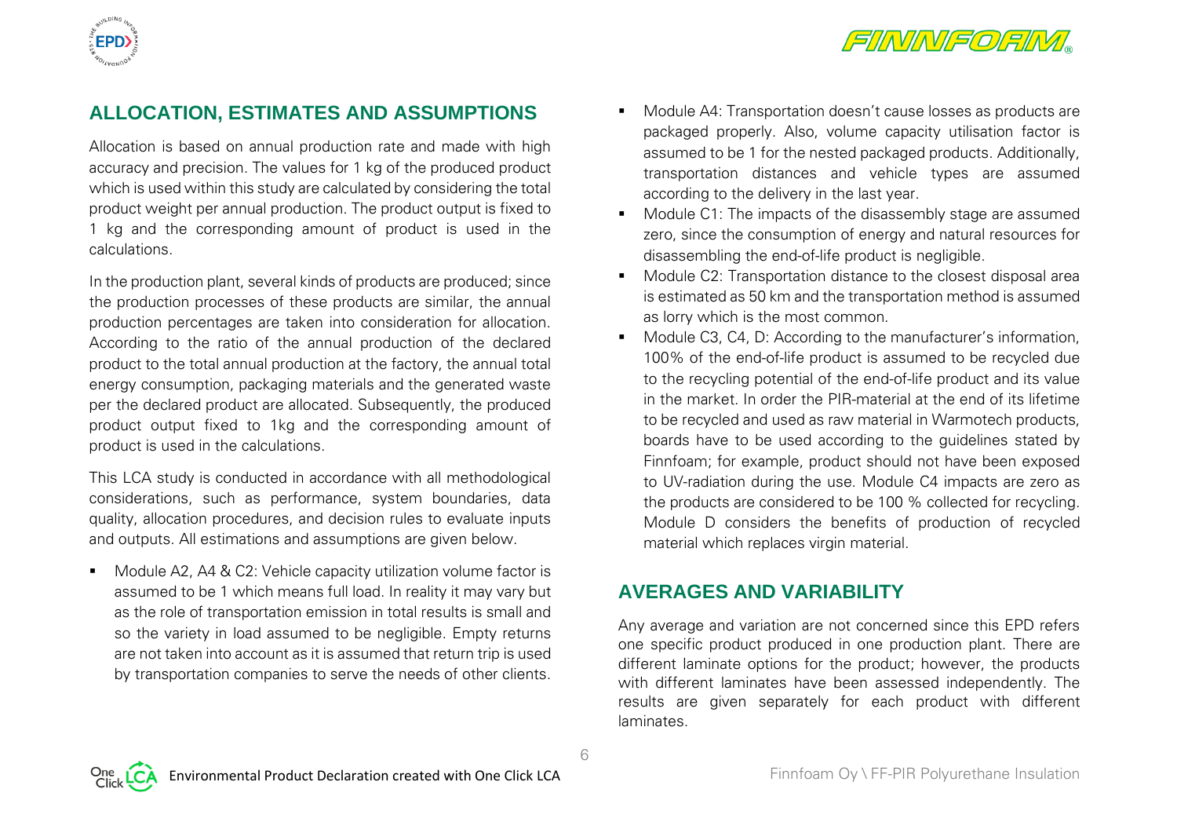## ALLOCATION, ESTIMATES AND ASSUMPTIONS

Allocation is based on annual production rate and made with high accuracy and precision. The values for 1 kg of the produced product which is used within this study are calculated by considering the total product weight per annual production. The product output is fixed to 1 kg and the corresponding amount of product is used in the calculations.

In the production plant, several kinds of products are produced; since the production processes of these products are similar, the annual production percentages are taken into consideration for allocation. According to the ratio of the annual production of the declared product to the total annual production at the factory, the annual total energy consumption, packaging materials and the generated waste per the declared product are allocated. Subsequently, the produced product output fixed to 1kg and the corresponding amount of product is used in the calculations.

This LCA study is conducted in accordance with all methodological considerations, such as performance, system boundaries, data quality, allocation procedures, and decision rules to evaluate inputs and outputs. All estimations and assumptions are given below.

- Module A2, A4 & C2: Vehicle capacity utilization volume factor is assumed to be 1 which means full load. In reality it may vary but as the role of transportation emission in total results is small and so the variety in load assumed to be negligible. Empty returns are not taken into account as it is assumed that return trip is used by transportation companies to serve the needs of other clients.
- Module A4: Transportation doesn't cause losses as products are packaged properly. Also, volume capacity utilisation factor is assumed to be 1 for the nested packaged products. Additionally, transportation distances and vehicle types are assumed according to the delivery in the last year.
- Module C1: The impacts of the disassembly stage are assumed zero, since the consumption of energy and natural resources for disassembling the end-of-life product is negligible.
- Module C2: Transportation distance to the closest disposal area is estimated as 50 km and the transportation method is assumed as lorry which is the most common.
- Module C3, C4, D: According to the manufacturer's information, 100% of the end-of-life product is assumed to be recycled due to the recycling potential of the end-of-life product and its value in the market. In order the PIR-material at the end of its lifetime to be recycled and used as raw material in Warmotech products, boards have to be used according to the guidelines stated by Finnfoam; for example, product should not have been exposed to UV-radiation during the use. Module C4 impacts are zero as the products are considered to be 100 % collected for recycling. Module D considers the benefits of production of recycled material which replaces virgin material.

## AVERAGES AND VARIABILITY

Any average and variation are not concerned since this EPD refers one specific product produced in one production plant. There are different laminate options for the product; however, the products with different laminates have been assessed independently. The results are given separately for each product with different laminates.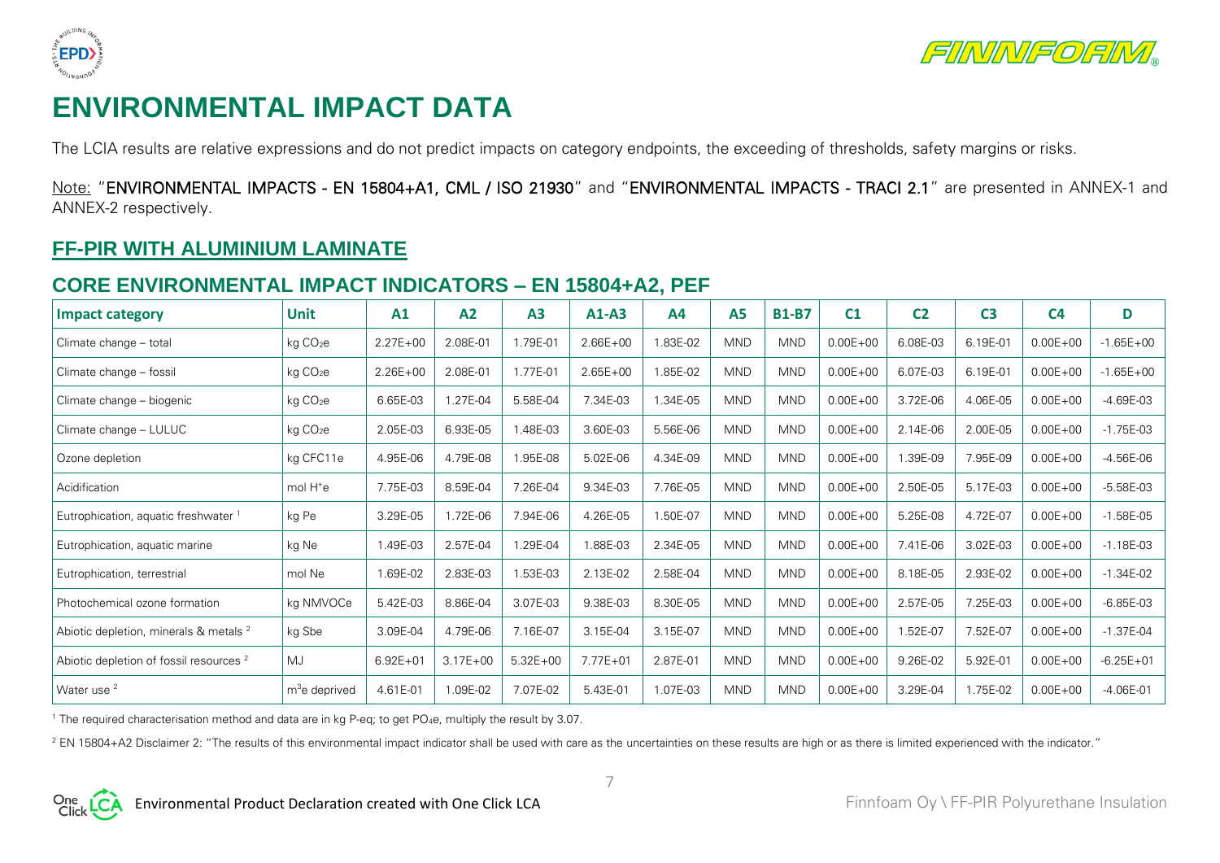# ENVIRONMENTAL IMPACT DATA

The LCIA results are relative expressions and do not predict impacts on category endpoints, the exceeding of thresholds, safety margins or risks.

Note: "**ENVIRONMENTAL IMPACTS - EN 15804+A1, CML / ISO 21930**" and "**ENVIRONMENTAL IMPACTS - TRACI 2.1**" are presented in ANNEX-1 and ANNEX-2 respectively.

## FF-PIR WITH ALUMINIUM LAMINATE

### CORE ENVIRONMENTAL IMPACT INDICATORS – EN 15804+A2, PEF

| Impact category | Unit | A1 | A2 | A3 | A1-A3 | A4 | A5 | B1-B7 | C1 | C2 | C3 | C4 | D |
|---|---|---|---|---|---|---|---|---|---|---|---|---|---|
| Climate change – total | kg $CO_2e$ | 2.27E+00 | 2.08E-01 | 1.79E-01 | 2.66E+00 | 1.83E-02 | MND | MND | 0.00E+00 | 6.08E-03 | 6.19E-01 | 0.00E+00 | -1.65E+00 |
| Climate change – fossil | kg $CO_2e$ | 2.26E+00 | 2.08E-01 | 1.77E-01 | 2.65E+00 | 1.85E-02 | MND | MND | 0.00E+00 | 6.07E-03 | 6.19E-01 | 0.00E+00 | -1.65E+00 |
| Climate change – biogenic | kg $CO_2e$ | 6.65E-03 | 1.27E-04 | 5.58E-04 | 7.34E-03 | 1.34E-05 | MND | MND | 0.00E+00 | 3.72E-06 | 4.06E-05 | 0.00E+00 | -4.69E-03 |
| Climate change – LULUC | kg $CO_2e$ | 2.05E-03 | 6.93E-05 | 1.48E-03 | 3.60E-03 | 5.56E-06 | MND | MND | 0.00E+00 | 2.14E-06 | 2.00E-05 | 0.00E+00 | -1.75E-03 |
| Ozone depletion | kg CFC11e | 4.95E-06 | 4.79E-08 | 1.95E-08 | 5.02E-06 | 4.34E-09 | MND | MND | 0.00E+00 | 1.39E-09 | 7.95E-09 | 0.00E+00 | -4.56E-06 |
| Acidification | mol $H^+e$ | 7.75E-03 | 8.59E-04 | 7.26E-04 | 9.34E-03 | 7.76E-05 | MND | MND | 0.00E+00 | 2.50E-05 | 5.17E-03 | 0.00E+00 | -5.58E-03 |
| Eutrophication, aquatic freshwater [1] | kg Pe | 3.29E-05 | 1.72E-06 | 7.94E-06 | 4.26E-05 | 1.50E-07 | MND | MND | 0.00E+00 | 5.25E-08 | 4.72E-07 | 0.00E+00 | -1.58E-05 |
| Eutrophication, aquatic marine | kg Ne | 1.49E-03 | 2.57E-04 | 1.29E-04 | 1.88E-03 | 2.34E-05 | MND | MND | 0.00E+00 | 7.41E-06 | 3.02E-03 | 0.00E+00 | -1.18E-03 |
| Eutrophication, terrestrial | mol Ne | 1.69E-02 | 2.83E-03 | 1.53E-03 | 2.13E-02 | 2.58E-04 | MND | MND | 0.00E+00 | 8.18E-05 | 2.93E-02 | 0.00E+00 | -1.34E-02 |
| Photochemical ozone formation | kg NMVOCe | 5.42E-03 | 8.86E-04 | 3.07E-03 | 9.38E-03 | 8.30E-05 | MND | MND | 0.00E+00 | 2.57E-05 | 7.25E-03 | 0.00E+00 | -6.85E-03 |
| Abiotic depletion, minerals & metals [2] | kg Sbe | 3.09E-04 | 4.79E-06 | 7.16E-07 | 3.15E-04 | 3.15E-07 | MND | MND | 0.00E+00 | 1.52E-07 | 7.52E-07 | 0.00E+00 | -1.37E-04 |
| Abiotic depletion of fossil resources [2] | MJ | 6.92E+01 | 3.17E+00 | 5.32E+00 | 7.77E+01 | 2.87E-01 | MND | MND | 0.00E+00 | 9.26E-02 | 5.92E-01 | 0.00E+00 | -6.25E+01 |
| Water use [2] | $m^3$e deprived | 4.61E-01 | 1.09E-02 | 7.07E-02 | 5.43E-01 | 1.07E-03 | MND | MND | 0.00E+00 | 3.29E-04 | 1.75E-02 | 0.00E+00 | -4.06E-01 |

[1] The required characterisation method and data are in kg P-eq; to get $PO_4e$, multiply the result by 3.07.

[2] EN 15804+A2 Disclaimer 2: "The results of this environmental impact indicator shall be used with care as the uncertainties on these results are high or as there is limited experienced with the indicator."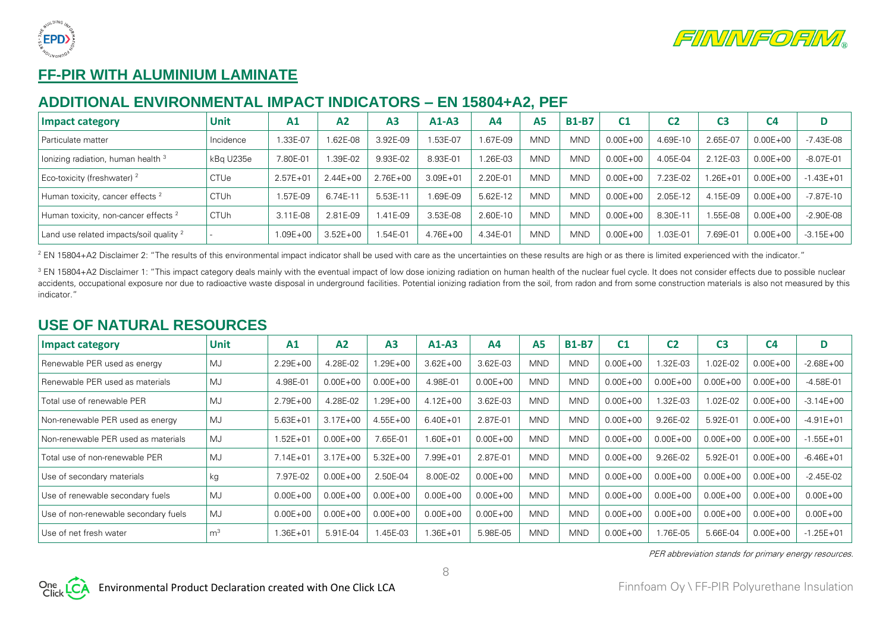## FF-PIR WITH ALUMINIUM LAMINATE

### ADDITIONAL ENVIRONMENTAL IMPACT INDICATORS – EN 15804+A2, PEF

| Impact category | Unit | A1 | A2 | A3 | A1-A3 | A4 | A5 | B1-B7 | C1 | C2 | C3 | C4 | D |
|---|---|---|---|---|---|---|---|---|---|---|---|---|---|
| Particulate matter | Incidence | 1.33E-07 | 1.62E-08 | 3.92E-09 | 1.53E-07 | 1.67E-09 | MND | MND | 0.00E+00 | 4.69E-10 | 2.65E-07 | 0.00E+00 | -7.43E-08 |
| Ionizing radiation, human health [3] | kBq U235e | 7.80E-01 | 1.39E-02 | 9.93E-02 | 8.93E-01 | 1.26E-03 | MND | MND | 0.00E+00 | 4.05E-04 | 2.12E-03 | 0.00E+00 | -8.07E-01 |
| Eco-toxicity (freshwater) [2] | CTUe | 2.57E+01 | 2.44E+00 | 2.76E+00 | 3.09E+01 | 2.20E-01 | MND | MND | 0.00E+00 | 7.23E-02 | 1.26E+01 | 0.00E+00 | -1.43E+01 |
| Human toxicity, cancer effects [2] | CTUh | 1.57E-09 | 6.74E-11 | 5.53E-11 | 1.69E-09 | 5.62E-12 | MND | MND | 0.00E+00 | 2.05E-12 | 4.15E-09 | 0.00E+00 | -7.87E-10 |
| Human toxicity, non-cancer effects [2] | CTUh | 3.11E-08 | 2.81E-09 | 1.41E-09 | 3.53E-08 | 2.60E-10 | MND | MND | 0.00E+00 | 8.30E-11 | 1.55E-08 | 0.00E+00 | -2.90E-08 |
| Land use related impacts/soil quality [2] | - | 1.09E+00 | 3.52E+00 | 1.54E-01 | 4.76E+00 | 4.34E-01 | MND | MND | 0.00E+00 | 1.03E-01 | 7.69E-01 | 0.00E+00 | -3.15E+00 |

[2] EN 15804+A2 Disclaimer 2: "The results of this environmental impact indicator shall be used with care as the uncertainties on these results are high or as there is limited experienced with the indicator."

[3] EN 15804+A2 Disclaimer 1: "This impact category deals mainly with the eventual impact of low dose ionizing radiation on human health of the nuclear fuel cycle. It does not consider effects due to possible nuclear accidents, occupational exposure nor due to radioactive waste disposal in underground facilities. Potential ionizing radiation from the soil, from radon and from some construction materials is also not measured by this indicator."

### USE OF NATURAL RESOURCES

| Impact category | Unit | A1 | A2 | A3 | A1-A3 | A4 | A5 | B1-B7 | C1 | C2 | C3 | C4 | D |
|---|---|---|---|---|---|---|---|---|---|---|---|---|---|
| Renewable PER used as energy | MJ | 2.29E+00 | 4.28E-02 | 1.29E+00 | 3.62E+00 | 3.62E-03 | MND | MND | 0.00E+00 | 1.32E-03 | 1.02E-02 | 0.00E+00 | -2.68E+00 |
| Renewable PER used as materials | MJ | 4.98E-01 | 0.00E+00 | 0.00E+00 | 4.98E-01 | 0.00E+00 | MND | MND | 0.00E+00 | 0.00E+00 | 0.00E+00 | 0.00E+00 | -4.58E-01 |
| Total use of renewable PER | MJ | 2.79E+00 | 4.28E-02 | 1.29E+00 | 4.12E+00 | 3.62E-03 | MND | MND | 0.00E+00 | 1.32E-03 | 1.02E-02 | 0.00E+00 | -3.14E+00 |
| Non-renewable PER used as energy | MJ | 5.63E+01 | 3.17E+00 | 4.55E+00 | 6.40E+01 | 2.87E-01 | MND | MND | 0.00E+00 | 9.26E-02 | 5.92E-01 | 0.00E+00 | -4.91E+01 |
| Non-renewable PER used as materials | MJ | 1.52E+01 | 0.00E+00 | 7.65E-01 | 1.60E+01 | 0.00E+00 | MND | MND | 0.00E+00 | 0.00E+00 | 0.00E+00 | 0.00E+00 | -1.55E+01 |
| Total use of non-renewable PER | MJ | 7.14E+01 | 3.17E+00 | 5.32E+00 | 7.99E+01 | 2.87E-01 | MND | MND | 0.00E+00 | 9.26E-02 | 5.92E-01 | 0.00E+00 | -6.46E+01 |
| Use of secondary materials | kg | 7.97E-02 | 0.00E+00 | 2.50E-04 | 8.00E-02 | 0.00E+00 | MND | MND | 0.00E+00 | 0.00E+00 | 0.00E+00 | 0.00E+00 | -2.45E-02 |
| Use of renewable secondary fuels | MJ | 0.00E+00 | 0.00E+00 | 0.00E+00 | 0.00E+00 | 0.00E+00 | MND | MND | 0.00E+00 | 0.00E+00 | 0.00E+00 | 0.00E+00 | 0.00E+00 |
| Use of non-renewable secondary fuels | MJ | 0.00E+00 | 0.00E+00 | 0.00E+00 | 0.00E+00 | 0.00E+00 | MND | MND | 0.00E+00 | 0.00E+00 | 0.00E+00 | 0.00E+00 | 0.00E+00 |
| Use of net fresh water | $m^3$ | 1.36E+01 | 5.91E-04 | 1.45E-03 | 1.36E+01 | 5.98E-05 | MND | MND | 0.00E+00 | 1.76E-05 | 5.66E-04 | 0.00E+00 | -1.25E+01 |

*PER abbreviation stands for primary energy resources.*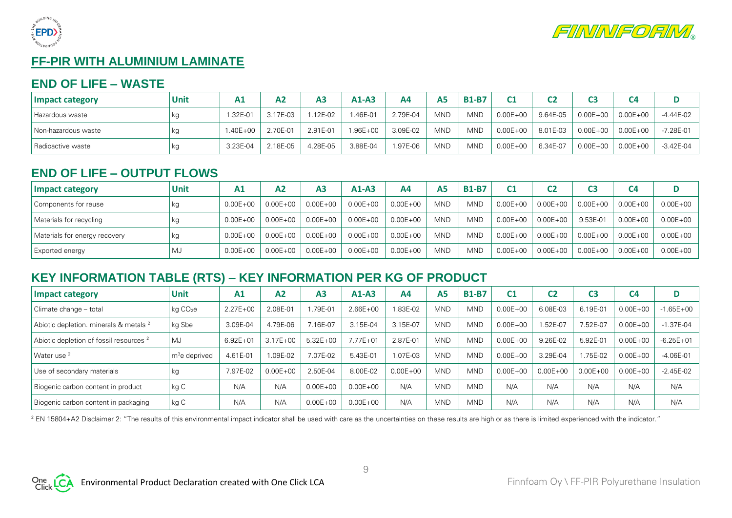## FF-PIR WITH ALUMINIUM LAMINATE

### END OF LIFE – WASTE

| Impact category | Unit | A1 | A2 | A3 | A1-A3 | A4 | A5 | B1-B7 | C1 | C2 | C3 | C4 | D |
|---|---|---|---|---|---|---|---|---|---|---|---|---|---|
| Hazardous waste | kg | 1.32E-01 | 3.17E-03 | 1.12E-02 | 1.46E-01 | 2.79E-04 | MND | MND | 0.00E+00 | 9.64E-05 | 0.00E+00 | 0.00E+00 | -4.44E-02 |
| Non-hazardous waste | kg | 1.40E+00 | 2.70E-01 | 2.91E-01 | 1.96E+00 | 3.09E-02 | MND | MND | 0.00E+00 | 8.01E-03 | 0.00E+00 | 0.00E+00 | -7.28E-01 |
| Radioactive waste | kg | 3.23E-04 | 2.18E-05 | 4.28E-05 | 3.88E-04 | 1.97E-06 | MND | MND | 0.00E+00 | 6.34E-07 | 0.00E+00 | 0.00E+00 | -3.42E-04 |

### END OF LIFE – OUTPUT FLOWS

| Impact category | Unit | A1 | A2 | A3 | A1-A3 | A4 | A5 | B1-B7 | C1 | C2 | C3 | C4 | D |
|---|---|---|---|---|---|---|---|---|---|---|---|---|---|
| Components for reuse | kg | 0.00E+00 | 0.00E+00 | 0.00E+00 | 0.00E+00 | 0.00E+00 | MND | MND | 0.00E+00 | 0.00E+00 | 0.00E+00 | 0.00E+00 | 0.00E+00 |
| Materials for recycling | kg | 0.00E+00 | 0.00E+00 | 0.00E+00 | 0.00E+00 | 0.00E+00 | MND | MND | 0.00E+00 | 0.00E+00 | 9.53E-01 | 0.00E+00 | 0.00E+00 |
| Materials for energy recovery | kg | 0.00E+00 | 0.00E+00 | 0.00E+00 | 0.00E+00 | 0.00E+00 | MND | MND | 0.00E+00 | 0.00E+00 | 0.00E+00 | 0.00E+00 | 0.00E+00 |
| Exported energy | MJ | 0.00E+00 | 0.00E+00 | 0.00E+00 | 0.00E+00 | 0.00E+00 | MND | MND | 0.00E+00 | 0.00E+00 | 0.00E+00 | 0.00E+00 | 0.00E+00 |

### KEY INFORMATION TABLE (RTS) – KEY INFORMATION PER KG OF PRODUCT

| Impact category | Unit | A1 | A2 | A3 | A1-A3 | A4 | A5 | B1-B7 | C1 | C2 | C3 | C4 | D |
|---|---|---|---|---|---|---|---|---|---|---|---|---|---|
| Climate change – total | kg $CO_2e$ | 2.27E+00 | 2.08E-01 | 1.79E-01 | 2.66E+00 | 1.83E-02 | MND | MND | 0.00E+00 | 6.08E-03 | 6.19E-01 | 0.00E+00 | -1.65E+00 |
| Abiotic depletion. minerals & metals [2] | kg Sbe | 3.09E-04 | 4.79E-06 | 7.16E-07 | 3.15E-04 | 3.15E-07 | MND | MND | 0.00E+00 | 1.52E-07 | 7.52E-07 | 0.00E+00 | -1.37E-04 |
| Abiotic depletion of fossil resources [2] | MJ | 6.92E+01 | 3.17E+00 | 5.32E+00 | 7.77E+01 | 2.87E-01 | MND | MND | 0.00E+00 | 9.26E-02 | 5.92E-01 | 0.00E+00 | -6.25E+01 |
| Water use [2] | $m^3$e deprived | 4.61E-01 | 1.09E-02 | 7.07E-02 | 5.43E-01 | 1.07E-03 | MND | MND | 0.00E+00 | 3.29E-04 | 1.75E-02 | 0.00E+00 | -4.06E-01 |
| Use of secondary materials | kg | 7.97E-02 | 0.00E+00 | 2.50E-04 | 8.00E-02 | 0.00E+00 | MND | MND | 0.00E+00 | 0.00E+00 | 0.00E+00 | 0.00E+00 | -2.45E-02 |
| Biogenic carbon content in product | kg C | N/A | N/A | 0.00E+00 | 0.00E+00 | N/A | MND | MND | N/A | N/A | N/A | N/A | N/A |
| Biogenic carbon content in packaging | kg C | N/A | N/A | 0.00E+00 | 0.00E+00 | N/A | MND | MND | N/A | N/A | N/A | N/A | N/A |

[2] EN 15804+A2 Disclaimer 2: "The results of this environmental impact indicator shall be used with care as the uncertainties on these results are high or as there is limited experienced with the indicator."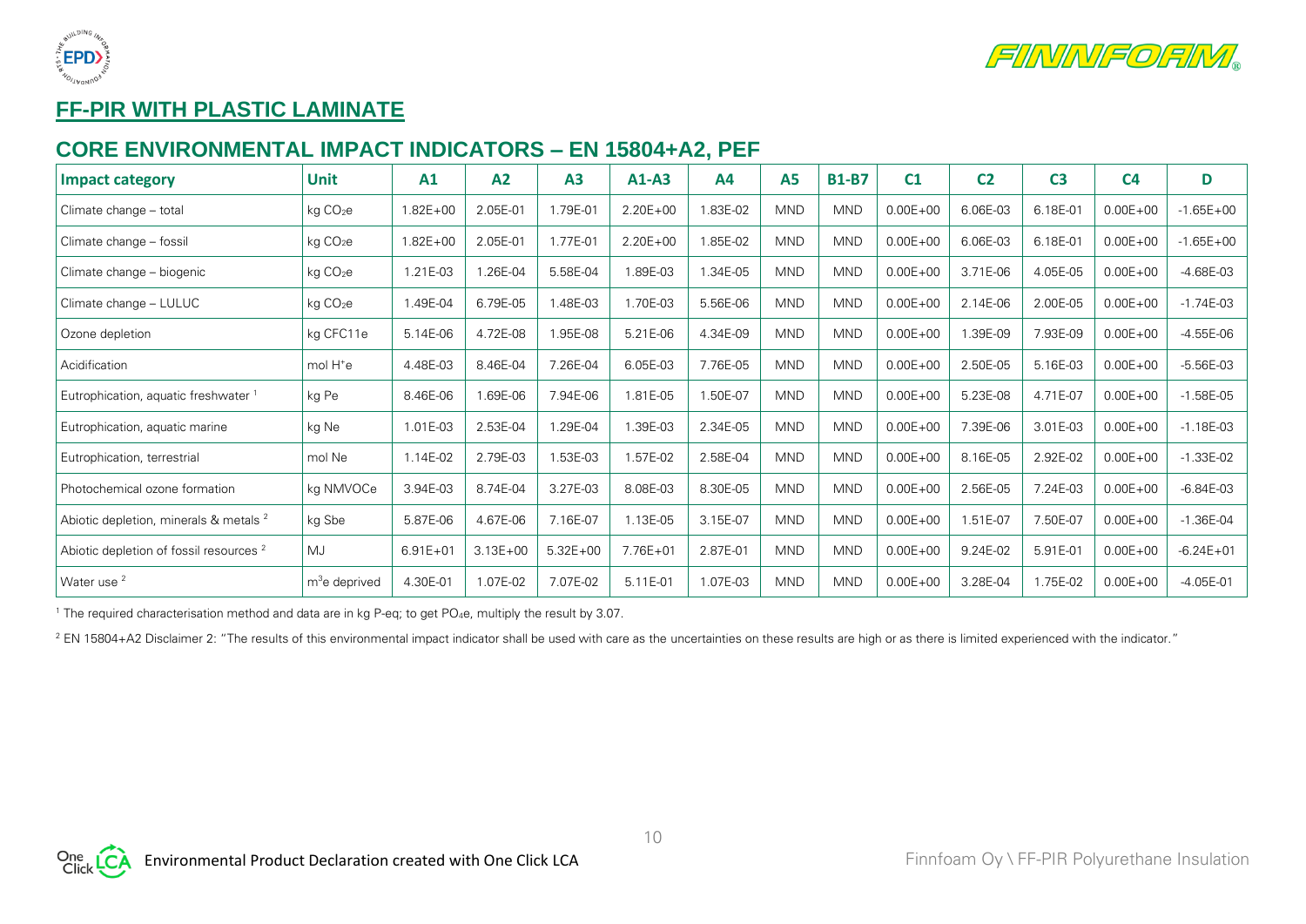## FF-PIR WITH PLASTIC LAMINATE

### CORE ENVIRONMENTAL IMPACT INDICATORS – EN 15804+A2, PEF

| Impact category | Unit | A1 | A2 | A3 | A1-A3 | A4 | A5 | B1-B7 | C1 | C2 | C3 | C4 | D |
|---|---|---|---|---|---|---|---|---|---|---|---|---|---|
| Climate change – total | kg $CO_2e$ | 1.82E+00 | 2.05E-01 | 1.79E-01 | 2.20E+00 | 1.83E-02 | MND | MND | 0.00E+00 | 6.06E-03 | 6.18E-01 | 0.00E+00 | -1.65E+00 |
| Climate change – fossil | kg $CO_2e$ | 1.82E+00 | 2.05E-01 | 1.77E-01 | 2.20E+00 | 1.85E-02 | MND | MND | 0.00E+00 | 6.06E-03 | 6.18E-01 | 0.00E+00 | -1.65E+00 |
| Climate change – biogenic | kg $CO_2e$ | 1.21E-03 | 1.26E-04 | 5.58E-04 | 1.89E-03 | 1.34E-05 | MND | MND | 0.00E+00 | 3.71E-06 | 4.05E-05 | 0.00E+00 | -4.68E-03 |
| Climate change – LULUC | kg $CO_2e$ | 1.49E-04 | 6.79E-05 | 1.48E-03 | 1.70E-03 | 5.56E-06 | MND | MND | 0.00E+00 | 2.14E-06 | 2.00E-05 | 0.00E+00 | -1.74E-03 |
| Ozone depletion | kg CFC11e | 5.14E-06 | 4.72E-08 | 1.95E-08 | 5.21E-06 | 4.34E-09 | MND | MND | 0.00E+00 | 1.39E-09 | 7.93E-09 | 0.00E+00 | -4.55E-06 |
| Acidification | mol $H^+e$ | 4.48E-03 | 8.46E-04 | 7.26E-04 | 6.05E-03 | 7.76E-05 | MND | MND | 0.00E+00 | 2.50E-05 | 5.16E-03 | 0.00E+00 | -5.56E-03 |
| Eutrophication, aquatic freshwater [1] | kg Pe | 8.46E-06 | 1.69E-06 | 7.94E-06 | 1.81E-05 | 1.50E-07 | MND | MND | 0.00E+00 | 5.23E-08 | 4.71E-07 | 0.00E+00 | -1.58E-05 |
| Eutrophication, aquatic marine | kg Ne | 1.01E-03 | 2.53E-04 | 1.29E-04 | 1.39E-03 | 2.34E-05 | MND | MND | 0.00E+00 | 7.39E-06 | 3.01E-03 | 0.00E+00 | -1.18E-03 |
| Eutrophication, terrestrial | mol Ne | 1.14E-02 | 2.79E-03 | 1.53E-03 | 1.57E-02 | 2.58E-04 | MND | MND | 0.00E+00 | 8.16E-05 | 2.92E-02 | 0.00E+00 | -1.33E-02 |
| Photochemical ozone formation | kg NMVOCe | 3.94E-03 | 8.74E-04 | 3.27E-03 | 8.08E-03 | 8.30E-05 | MND | MND | 0.00E+00 | 2.56E-05 | 7.24E-03 | 0.00E+00 | -6.84E-03 |
| Abiotic depletion, minerals & metals [2] | kg Sbe | 5.87E-06 | 4.67E-06 | 7.16E-07 | 1.13E-05 | 3.15E-07 | MND | MND | 0.00E+00 | 1.51E-07 | 7.50E-07 | 0.00E+00 | -1.36E-04 |
| Abiotic depletion of fossil resources [2] | MJ | 6.91E+01 | 3.13E+00 | 5.32E+00 | 7.76E+01 | 2.87E-01 | MND | MND | 0.00E+00 | 9.24E-02 | 5.91E-01 | 0.00E+00 | -6.24E+01 |
| Water use [2] | $m^3$e deprived | 4.30E-01 | 1.07E-02 | 7.07E-02 | 5.11E-01 | 1.07E-03 | MND | MND | 0.00E+00 | 3.28E-04 | 1.75E-02 | 0.00E+00 | -4.05E-01 |

[1] The required characterisation method and data are in kg P-eq; to get $PO_4e$, multiply the result by 3.07.

[2] EN 15804+A2 Disclaimer 2: "The results of this environmental impact indicator shall be used with care as the uncertainties on these results are high or as there is limited experienced with the indicator."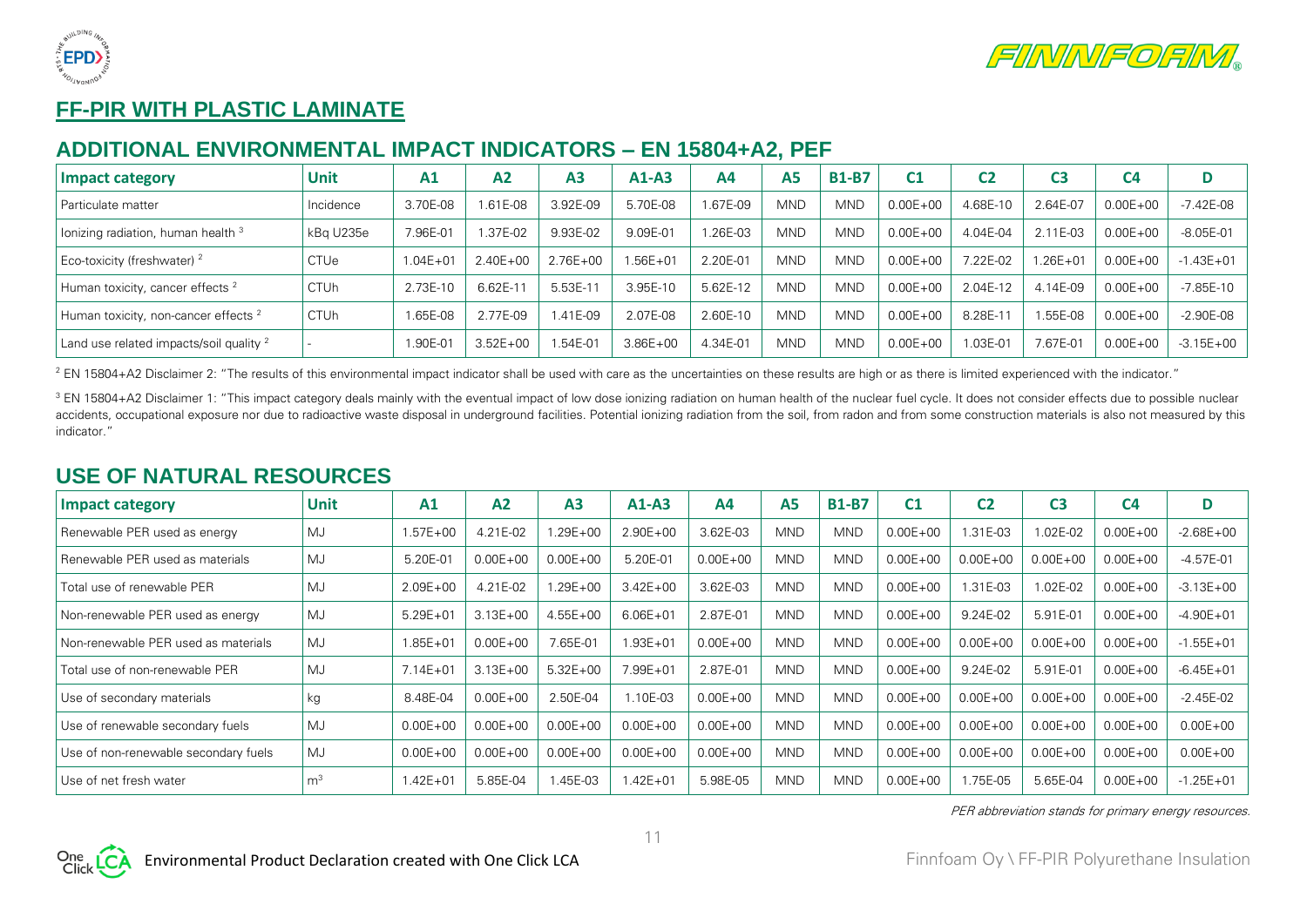## FF-PIR WITH PLASTIC LAMINATE

### ADDITIONAL ENVIRONMENTAL IMPACT INDICATORS – EN 15804+A2, PEF

| Impact category | Unit | A1 | A2 | A3 | A1-A3 | A4 | A5 | B1-B7 | C1 | C2 | C3 | C4 | D |
|---|---|---|---|---|---|---|---|---|---|---|---|---|---|
| Particulate matter | Incidence | 3.70E-08 | 1.61E-08 | 3.92E-09 | 5.70E-08 | 1.67E-09 | MND | MND | 0.00E+00 | 4.68E-10 | 2.64E-07 | 0.00E+00 | -7.42E-08 |
| Ionizing radiation, human health [3] | kBq U235e | 7.96E-01 | 1.37E-02 | 9.93E-02 | 9.09E-01 | 1.26E-03 | MND | MND | 0.00E+00 | 4.04E-04 | 2.11E-03 | 0.00E+00 | -8.05E-01 |
| Eco-toxicity (freshwater) [2] | CTUe | 1.04E+01 | 2.40E+00 | 2.76E+00 | 1.56E+01 | 2.20E-01 | MND | MND | 0.00E+00 | 7.22E-02 | 1.26E+01 | 0.00E+00 | -1.43E+01 |
| Human toxicity, cancer effects [2] | CTUh | 2.73E-10 | 6.62E-11 | 5.53E-11 | 3.95E-10 | 5.62E-12 | MND | MND | 0.00E+00 | 2.04E-12 | 4.14E-09 | 0.00E+00 | -7.85E-10 |
| Human toxicity, non-cancer effects [2] | CTUh | 1.65E-08 | 2.77E-09 | 1.41E-09 | 2.07E-08 | 2.60E-10 | MND | MND | 0.00E+00 | 8.28E-11 | 1.55E-08 | 0.00E+00 | -2.90E-08 |
| Land use related impacts/soil quality [2] | - | 1.90E-01 | 3.52E+00 | 1.54E-01 | 3.86E+00 | 4.34E-01 | MND | MND | 0.00E+00 | 1.03E-01 | 7.67E-01 | 0.00E+00 | -3.15E+00 |

[2] EN 15804+A2 Disclaimer 2: "The results of this environmental impact indicator shall be used with care as the uncertainties on these results are high or as there is limited experienced with the indicator."

[3] EN 15804+A2 Disclaimer 1: "This impact category deals mainly with the eventual impact of low dose ionizing radiation on human health of the nuclear fuel cycle. It does not consider effects due to possible nuclear accidents, occupational exposure nor due to radioactive waste disposal in underground facilities. Potential ionizing radiation from the soil, from radon and from some construction materials is also not measured by this indicator."

### USE OF NATURAL RESOURCES

| Impact category | Unit | A1 | A2 | A3 | A1-A3 | A4 | A5 | B1-B7 | C1 | C2 | C3 | C4 | D |
|---|---|---|---|---|---|---|---|---|---|---|---|---|---|
| Renewable PER used as energy | MJ | 1.57E+00 | 4.21E-02 | 1.29E+00 | 2.90E+00 | 3.62E-03 | MND | MND | 0.00E+00 | 1.31E-03 | 1.02E-02 | 0.00E+00 | -2.68E+00 |
| Renewable PER used as materials | MJ | 5.20E-01 | 0.00E+00 | 0.00E+00 | 5.20E-01 | 0.00E+00 | MND | MND | 0.00E+00 | 0.00E+00 | 0.00E+00 | 0.00E+00 | -4.57E-01 |
| Total use of renewable PER | MJ | 2.09E+00 | 4.21E-02 | 1.29E+00 | 3.42E+00 | 3.62E-03 | MND | MND | 0.00E+00 | 1.31E-03 | 1.02E-02 | 0.00E+00 | -3.13E+00 |
| Non-renewable PER used as energy | MJ | 5.29E+01 | 3.13E+00 | 4.55E+00 | 6.06E+01 | 2.87E-01 | MND | MND | 0.00E+00 | 9.24E-02 | 5.91E-01 | 0.00E+00 | -4.90E+01 |
| Non-renewable PER used as materials | MJ | 1.85E+01 | 0.00E+00 | 7.65E-01 | 1.93E+01 | 0.00E+00 | MND | MND | 0.00E+00 | 0.00E+00 | 0.00E+00 | 0.00E+00 | -1.55E+01 |
| Total use of non-renewable PER | MJ | 7.14E+01 | 3.13E+00 | 5.32E+00 | 7.99E+01 | 2.87E-01 | MND | MND | 0.00E+00 | 9.24E-02 | 5.91E-01 | 0.00E+00 | -6.45E+01 |
| Use of secondary materials | kg | 8.48E-04 | 0.00E+00 | 2.50E-04 | 1.10E-03 | 0.00E+00 | MND | MND | 0.00E+00 | 0.00E+00 | 0.00E+00 | 0.00E+00 | -2.45E-02 |
| Use of renewable secondary fuels | MJ | 0.00E+00 | 0.00E+00 | 0.00E+00 | 0.00E+00 | 0.00E+00 | MND | MND | 0.00E+00 | 0.00E+00 | 0.00E+00 | 0.00E+00 | 0.00E+00 |
| Use of non-renewable secondary fuels | MJ | 0.00E+00 | 0.00E+00 | 0.00E+00 | 0.00E+00 | 0.00E+00 | MND | MND | 0.00E+00 | 0.00E+00 | 0.00E+00 | 0.00E+00 | 0.00E+00 |
| Use of net fresh water | $m^3$ | 1.42E+01 | 5.85E-04 | 1.45E-03 | 1.42E+01 | 5.98E-05 | MND | MND | 0.00E+00 | 1.75E-05 | 5.65E-04 | 0.00E+00 | -1.25E+01 |

*PER abbreviation stands for primary energy resources.*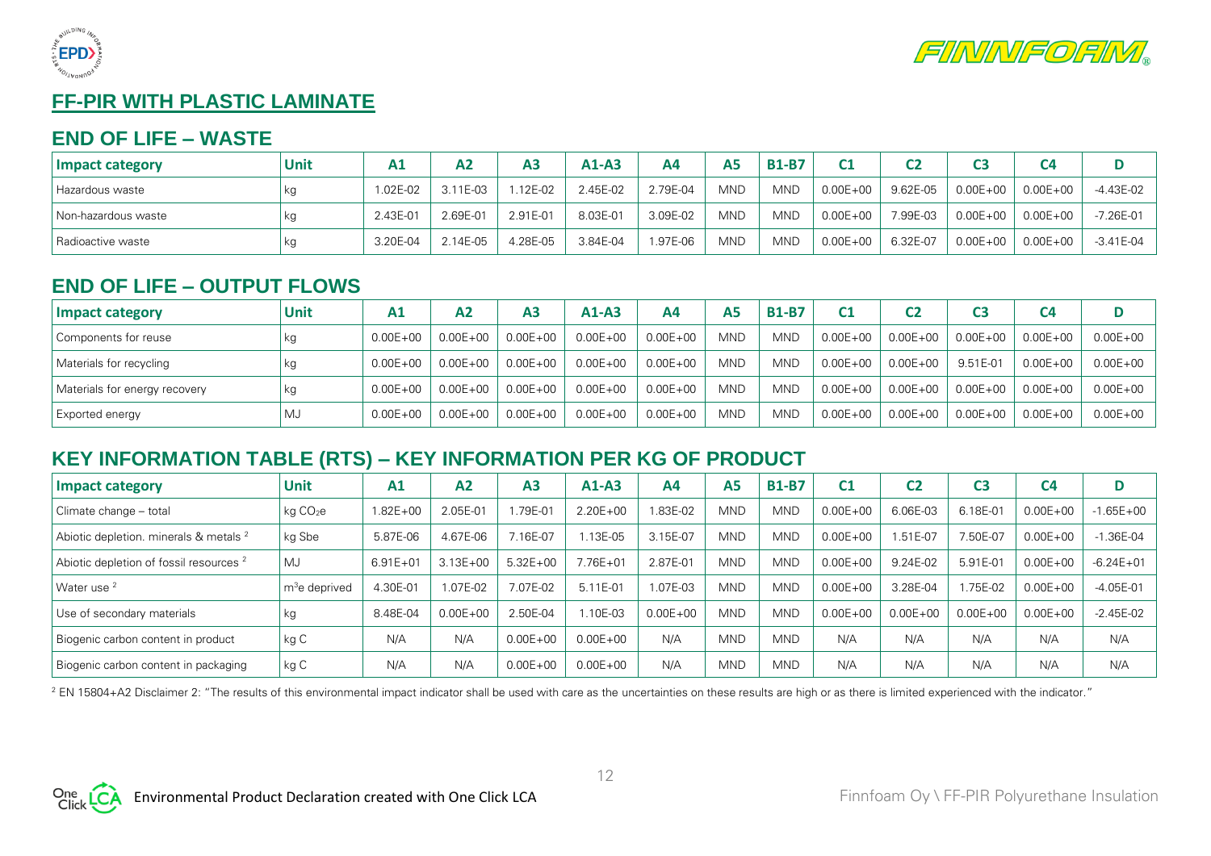## FF-PIR WITH PLASTIC LAMINATE

### END OF LIFE – WASTE

| Impact category | Unit | A1 | A2 | A3 | A1-A3 | A4 | A5 | B1-B7 | C1 | C2 | C3 | C4 | D |
|---|---|---|---|---|---|---|---|---|---|---|---|---|---|
| Hazardous waste | kg | 1.02E-02 | 3.11E-03 | 1.12E-02 | 2.45E-02 | 2.79E-04 | MND | MND | 0.00E+00 | 9.62E-05 | 0.00E+00 | 0.00E+00 | -4.43E-02 |
| Non-hazardous waste | kg | 2.43E-01 | 2.69E-01 | 2.91E-01 | 8.03E-01 | 3.09E-02 | MND | MND | 0.00E+00 | 7.99E-03 | 0.00E+00 | 0.00E+00 | -7.26E-01 |
| Radioactive waste | kg | 3.20E-04 | 2.14E-05 | 4.28E-05 | 3.84E-04 | 1.97E-06 | MND | MND | 0.00E+00 | 6.32E-07 | 0.00E+00 | 0.00E+00 | -3.41E-04 |

### END OF LIFE – OUTPUT FLOWS

| Impact category | Unit | A1 | A2 | A3 | A1-A3 | A4 | A5 | B1-B7 | C1 | C2 | C3 | C4 | D |
|---|---|---|---|---|---|---|---|---|---|---|---|---|---|
| Components for reuse | kg | 0.00E+00 | 0.00E+00 | 0.00E+00 | 0.00E+00 | 0.00E+00 | MND | MND | 0.00E+00 | 0.00E+00 | 0.00E+00 | 0.00E+00 | 0.00E+00 |
| Materials for recycling | kg | 0.00E+00 | 0.00E+00 | 0.00E+00 | 0.00E+00 | 0.00E+00 | MND | MND | 0.00E+00 | 0.00E+00 | 9.51E-01 | 0.00E+00 | 0.00E+00 |
| Materials for energy recovery | kg | 0.00E+00 | 0.00E+00 | 0.00E+00 | 0.00E+00 | 0.00E+00 | MND | MND | 0.00E+00 | 0.00E+00 | 0.00E+00 | 0.00E+00 | 0.00E+00 |
| Exported energy | MJ | 0.00E+00 | 0.00E+00 | 0.00E+00 | 0.00E+00 | 0.00E+00 | MND | MND | 0.00E+00 | 0.00E+00 | 0.00E+00 | 0.00E+00 | 0.00E+00 |

### KEY INFORMATION TABLE (RTS) – KEY INFORMATION PER KG OF PRODUCT

| Impact category | Unit | A1 | A2 | A3 | A1-A3 | A4 | A5 | B1-B7 | C1 | C2 | C3 | C4 | D |
|---|---|---|---|---|---|---|---|---|---|---|---|---|---|
| Climate change – total | kg $CO_2e$ | 1.82E+00 | 2.05E-01 | 1.79E-01 | 2.20E+00 | 1.83E-02 | MND | MND | 0.00E+00 | 6.06E-03 | 6.18E-01 | 0.00E+00 | -1.65E+00 |
| Abiotic depletion. minerals & metals [2] | kg Sbe | 5.87E-06 | 4.67E-06 | 7.16E-07 | 1.13E-05 | 3.15E-07 | MND | MND | 0.00E+00 | 1.51E-07 | 7.50E-07 | 0.00E+00 | -1.36E-04 |
| Abiotic depletion of fossil resources [2] | MJ | 6.91E+01 | 3.13E+00 | 5.32E+00 | 7.76E+01 | 2.87E-01 | MND | MND | 0.00E+00 | 9.24E-02 | 5.91E-01 | 0.00E+00 | -6.24E+01 |
| Water use [2] | $m^3$e deprived | 4.30E-01 | 1.07E-02 | 7.07E-02 | 5.11E-01 | 1.07E-03 | MND | MND | 0.00E+00 | 3.28E-04 | 1.75E-02 | 0.00E+00 | -4.05E-01 |
| Use of secondary materials | kg | 8.48E-04 | 0.00E+00 | 2.50E-04 | 1.10E-03 | 0.00E+00 | MND | MND | 0.00E+00 | 0.00E+00 | 0.00E+00 | 0.00E+00 | -2.45E-02 |
| Biogenic carbon content in product | kg C | N/A | N/A | 0.00E+00 | 0.00E+00 | N/A | MND | MND | N/A | N/A | N/A | N/A | N/A |
| Biogenic carbon content in packaging | kg C | N/A | N/A | 0.00E+00 | 0.00E+00 | N/A | MND | MND | N/A | N/A | N/A | N/A | N/A |

[2] EN 15804+A2 Disclaimer 2: "The results of this environmental impact indicator shall be used with care as the uncertainties on these results are high or as there is limited experienced with the indicator."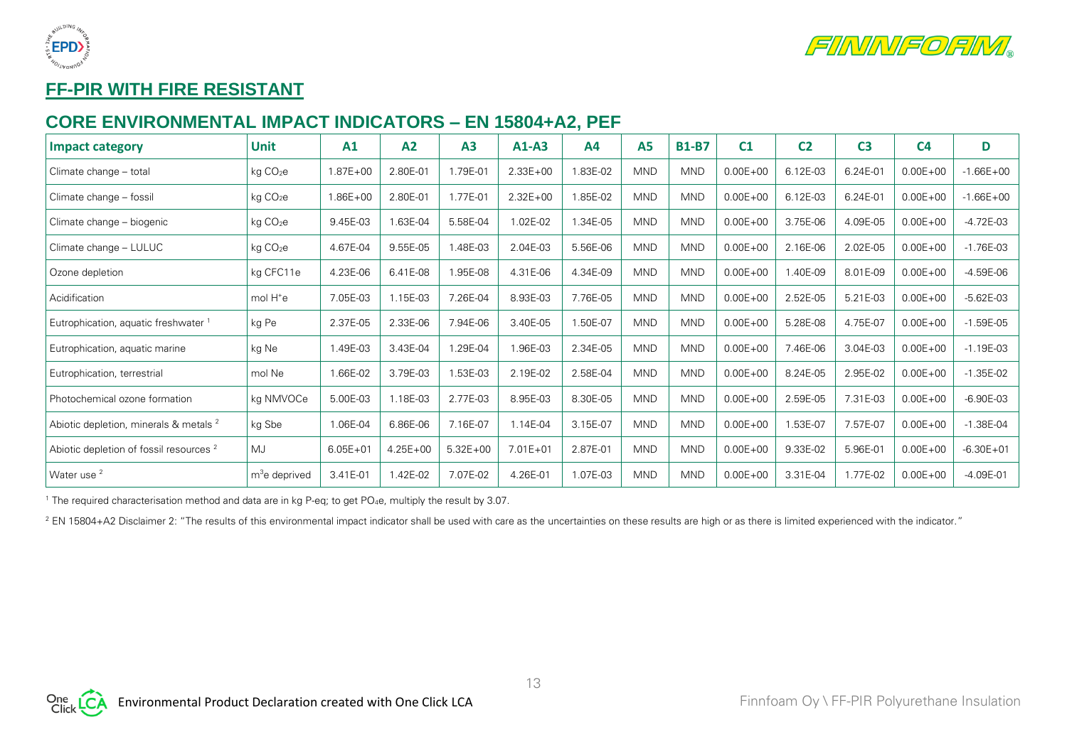## FF-PIR WITH FIRE RESISTANT

## CORE ENVIRONMENTAL IMPACT INDICATORS – EN 15804+A2, PEF

| Impact category | Unit | A1 | A2 | A3 | A1-A3 | A4 | A5 | B1-B7 | C1 | C2 | C3 | C4 | D |
|---|---|---|---|---|---|---|---|---|---|---|---|---|---|
| Climate change – total | kg $CO_2e$ | 1.87E+00 | 2.80E-01 | 1.79E-01 | 2.33E+00 | 1.83E-02 | MND | MND | 0.00E+00 | 6.12E-03 | 6.24E-01 | 0.00E+00 | -1.66E+00 |
| Climate change – fossil | kg $CO_2e$ | 1.86E+00 | 2.80E-01 | 1.77E-01 | 2.32E+00 | 1.85E-02 | MND | MND | 0.00E+00 | 6.12E-03 | 6.24E-01 | 0.00E+00 | -1.66E+00 |
| Climate change – biogenic | kg $CO_2e$ | 9.45E-03 | 1.63E-04 | 5.58E-04 | 1.02E-02 | 1.34E-05 | MND | MND | 0.00E+00 | 3.75E-06 | 4.09E-05 | 0.00E+00 | -4.72E-03 |
| Climate change – LULUC | kg $CO_2e$ | 4.67E-04 | 9.55E-05 | 1.48E-03 | 2.04E-03 | 5.56E-06 | MND | MND | 0.00E+00 | 2.16E-06 | 2.02E-05 | 0.00E+00 | -1.76E-03 |
| Ozone depletion | kg CFC11e | 4.23E-06 | 6.41E-08 | 1.95E-08 | 4.31E-06 | 4.34E-09 | MND | MND | 0.00E+00 | 1.40E-09 | 8.01E-09 | 0.00E+00 | -4.59E-06 |
| Acidification | mol $H^+e$ | 7.05E-03 | 1.15E-03 | 7.26E-04 | 8.93E-03 | 7.76E-05 | MND | MND | 0.00E+00 | 2.52E-05 | 5.21E-03 | 0.00E+00 | -5.62E-03 |
| Eutrophication, aquatic freshwater [1] | kg Pe | 2.37E-05 | 2.33E-06 | 7.94E-06 | 3.40E-05 | 1.50E-07 | MND | MND | 0.00E+00 | 5.28E-08 | 4.75E-07 | 0.00E+00 | -1.59E-05 |
| Eutrophication, aquatic marine | kg Ne | 1.49E-03 | 3.43E-04 | 1.29E-04 | 1.96E-03 | 2.34E-05 | MND | MND | 0.00E+00 | 7.46E-06 | 3.04E-03 | 0.00E+00 | -1.19E-03 |
| Eutrophication, terrestrial | mol Ne | 1.66E-02 | 3.79E-03 | 1.53E-03 | 2.19E-02 | 2.58E-04 | MND | MND | 0.00E+00 | 8.24E-05 | 2.95E-02 | 0.00E+00 | -1.35E-02 |
| Photochemical ozone formation | kg NMVOCe | 5.00E-03 | 1.18E-03 | 2.77E-03 | 8.95E-03 | 8.30E-05 | MND | MND | 0.00E+00 | 2.59E-05 | 7.31E-03 | 0.00E+00 | -6.90E-03 |
| Abiotic depletion, minerals & metals [2] | kg Sbe | 1.06E-04 | 6.86E-06 | 7.16E-07 | 1.14E-04 | 3.15E-07 | MND | MND | 0.00E+00 | 1.53E-07 | 7.57E-07 | 0.00E+00 | -1.38E-04 |
| Abiotic depletion of fossil resources [2] | MJ | 6.05E+01 | 4.25E+00 | 5.32E+00 | 7.01E+01 | 2.87E-01 | MND | MND | 0.00E+00 | 9.33E-02 | 5.96E-01 | 0.00E+00 | -6.30E+01 |
| Water use [2] | $m^3e$ deprived | 3.41E-01 | 1.42E-02 | 7.07E-02 | 4.26E-01 | 1.07E-03 | MND | MND | 0.00E+00 | 3.31E-04 | 1.77E-02 | 0.00E+00 | -4.09E-01 |

[1] The required characterisation method and data are in kg P-eq; to get $PO_4e$, multiply the result by 3.07.

[2] EN 15804+A2 Disclaimer 2: "The results of this environmental impact indicator shall be used with care as the uncertainties on these results are high or as there is limited experienced with the indicator."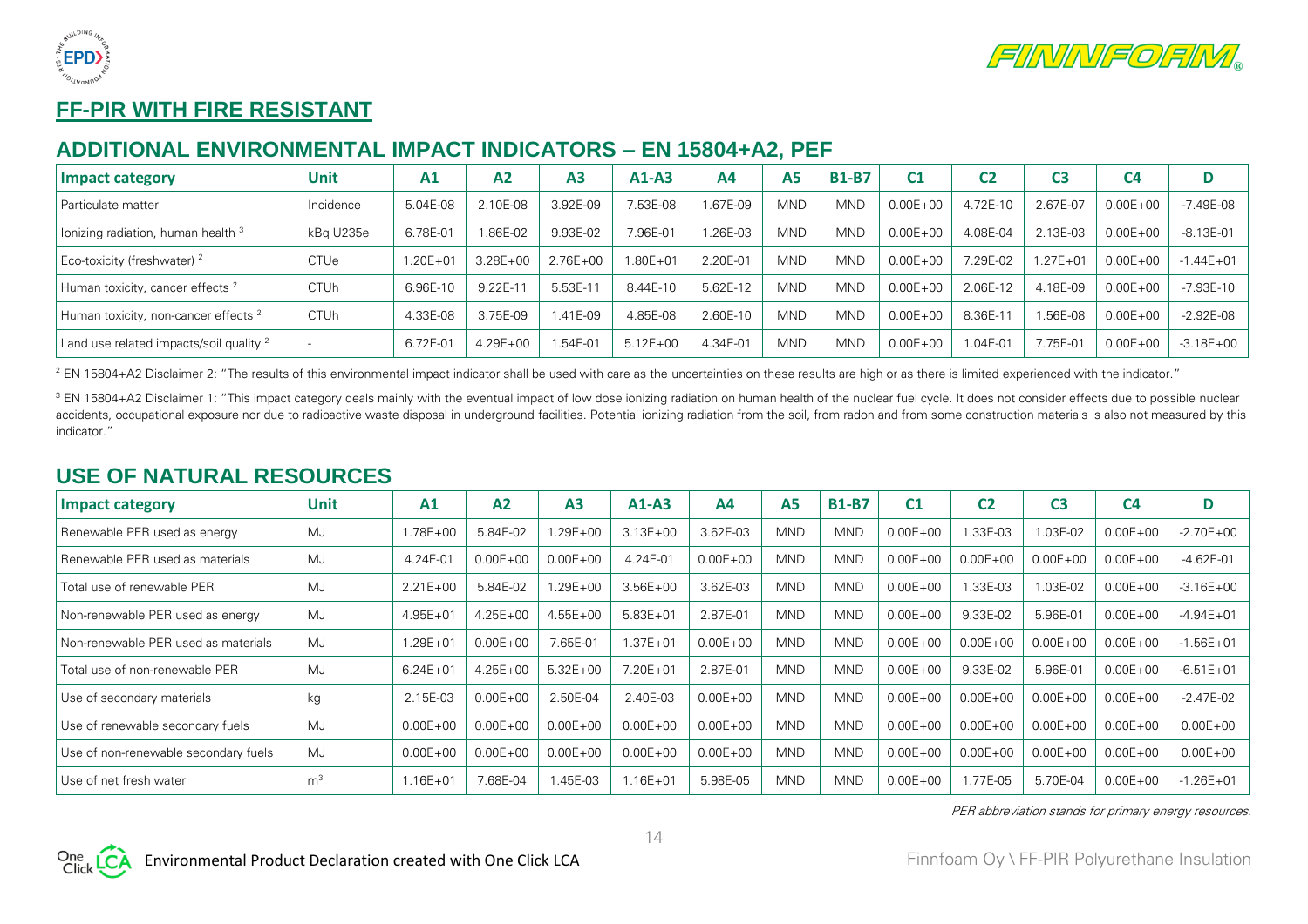## FF-PIR WITH FIRE RESISTANT

### ADDITIONAL ENVIRONMENTAL IMPACT INDICATORS – EN 15804+A2, PEF

| Impact category | Unit | A1 | A2 | A3 | A1-A3 | A4 | A5 | B1-B7 | C1 | C2 | C3 | C4 | D |
|---|---|---|---|---|---|---|---|---|---|---|---|---|---|
| Particulate matter | Incidence | 5.04E-08 | 2.10E-08 | 3.92E-09 | 7.53E-08 | 1.67E-09 | MND | MND | 0.00E+00 | 4.72E-10 | 2.67E-07 | 0.00E+00 | -7.49E-08 |
| Ionizing radiation, human health [3] | kBq U235e | 6.78E-01 | 1.86E-02 | 9.93E-02 | 7.96E-01 | 1.26E-03 | MND | MND | 0.00E+00 | 4.08E-04 | 2.13E-03 | 0.00E+00 | -8.13E-01 |
| Eco-toxicity (freshwater) [2] | CTUe | 1.20E+01 | 3.28E+00 | 2.76E+00 | 1.80E+01 | 2.20E-01 | MND | MND | 0.00E+00 | 7.29E-02 | 1.27E+01 | 0.00E+00 | -1.44E+01 |
| Human toxicity, cancer effects [2] | CTUh | 6.96E-10 | 9.22E-11 | 5.53E-11 | 8.44E-10 | 5.62E-12 | MND | MND | 0.00E+00 | 2.06E-12 | 4.18E-09 | 0.00E+00 | -7.93E-10 |
| Human toxicity, non-cancer effects [2] | CTUh | 4.33E-08 | 3.75E-09 | 1.41E-09 | 4.85E-08 | 2.60E-10 | MND | MND | 0.00E+00 | 8.36E-11 | 1.56E-08 | 0.00E+00 | -2.92E-08 |
| Land use related impacts/soil quality [2] | - | 6.72E-01 | 4.29E+00 | 1.54E-01 | 5.12E+00 | 4.34E-01 | MND | MND | 0.00E+00 | 1.04E-01 | 7.75E-01 | 0.00E+00 | -3.18E+00 |

[2] EN 15804+A2 Disclaimer 2: "The results of this environmental impact indicator shall be used with care as the uncertainties on these results are high or as there is limited experienced with the indicator."

[3] EN 15804+A2 Disclaimer 1: "This impact category deals mainly with the eventual impact of low dose ionizing radiation on human health of the nuclear fuel cycle. It does not consider effects due to possible nuclear accidents, occupational exposure nor due to radioactive waste disposal in underground facilities. Potential ionizing radiation from the soil, from radon and from some construction materials is also not measured by this indicator."

### USE OF NATURAL RESOURCES

| Impact category | Unit | A1 | A2 | A3 | A1-A3 | A4 | A5 | B1-B7 | C1 | C2 | C3 | C4 | D |
|---|---|---|---|---|---|---|---|---|---|---|---|---|---|
| Renewable PER used as energy | MJ | 1.78E+00 | 5.84E-02 | 1.29E+00 | 3.13E+00 | 3.62E-03 | MND | MND | 0.00E+00 | 1.33E-03 | 1.03E-02 | 0.00E+00 | -2.70E+00 |
| Renewable PER used as materials | MJ | 4.24E-01 | 0.00E+00 | 0.00E+00 | 4.24E-01 | 0.00E+00 | MND | MND | 0.00E+00 | 0.00E+00 | 0.00E+00 | 0.00E+00 | -4.62E-01 |
| Total use of renewable PER | MJ | 2.21E+00 | 5.84E-02 | 1.29E+00 | 3.56E+00 | 3.62E-03 | MND | MND | 0.00E+00 | 1.33E-03 | 1.03E-02 | 0.00E+00 | -3.16E+00 |
| Non-renewable PER used as energy | MJ | 4.95E+01 | 4.25E+00 | 4.55E+00 | 5.83E+01 | 2.87E-01 | MND | MND | 0.00E+00 | 9.33E-02 | 5.96E-01 | 0.00E+00 | -4.94E+01 |
| Non-renewable PER used as materials | MJ | 1.29E+01 | 0.00E+00 | 7.65E-01 | 1.37E+01 | 0.00E+00 | MND | MND | 0.00E+00 | 0.00E+00 | 0.00E+00 | 0.00E+00 | -1.56E+01 |
| Total use of non-renewable PER | MJ | 6.24E+01 | 4.25E+00 | 5.32E+00 | 7.20E+01 | 2.87E-01 | MND | MND | 0.00E+00 | 9.33E-02 | 5.96E-01 | 0.00E+00 | -6.51E+01 |
| Use of secondary materials | kg | 2.15E-03 | 0.00E+00 | 2.50E-04 | 2.40E-03 | 0.00E+00 | MND | MND | 0.00E+00 | 0.00E+00 | 0.00E+00 | 0.00E+00 | -2.47E-02 |
| Use of renewable secondary fuels | MJ | 0.00E+00 | 0.00E+00 | 0.00E+00 | 0.00E+00 | 0.00E+00 | MND | MND | 0.00E+00 | 0.00E+00 | 0.00E+00 | 0.00E+00 | 0.00E+00 |
| Use of non-renewable secondary fuels | MJ | 0.00E+00 | 0.00E+00 | 0.00E+00 | 0.00E+00 | 0.00E+00 | MND | MND | 0.00E+00 | 0.00E+00 | 0.00E+00 | 0.00E+00 | 0.00E+00 |
| Use of net fresh water | $m^3$ | 1.16E+01 | 7.68E-04 | 1.45E-03 | 1.16E+01 | 5.98E-05 | MND | MND | 0.00E+00 | 1.77E-05 | 5.70E-04 | 0.00E+00 | -1.26E+01 |

*PER abbreviation stands for primary energy resources.*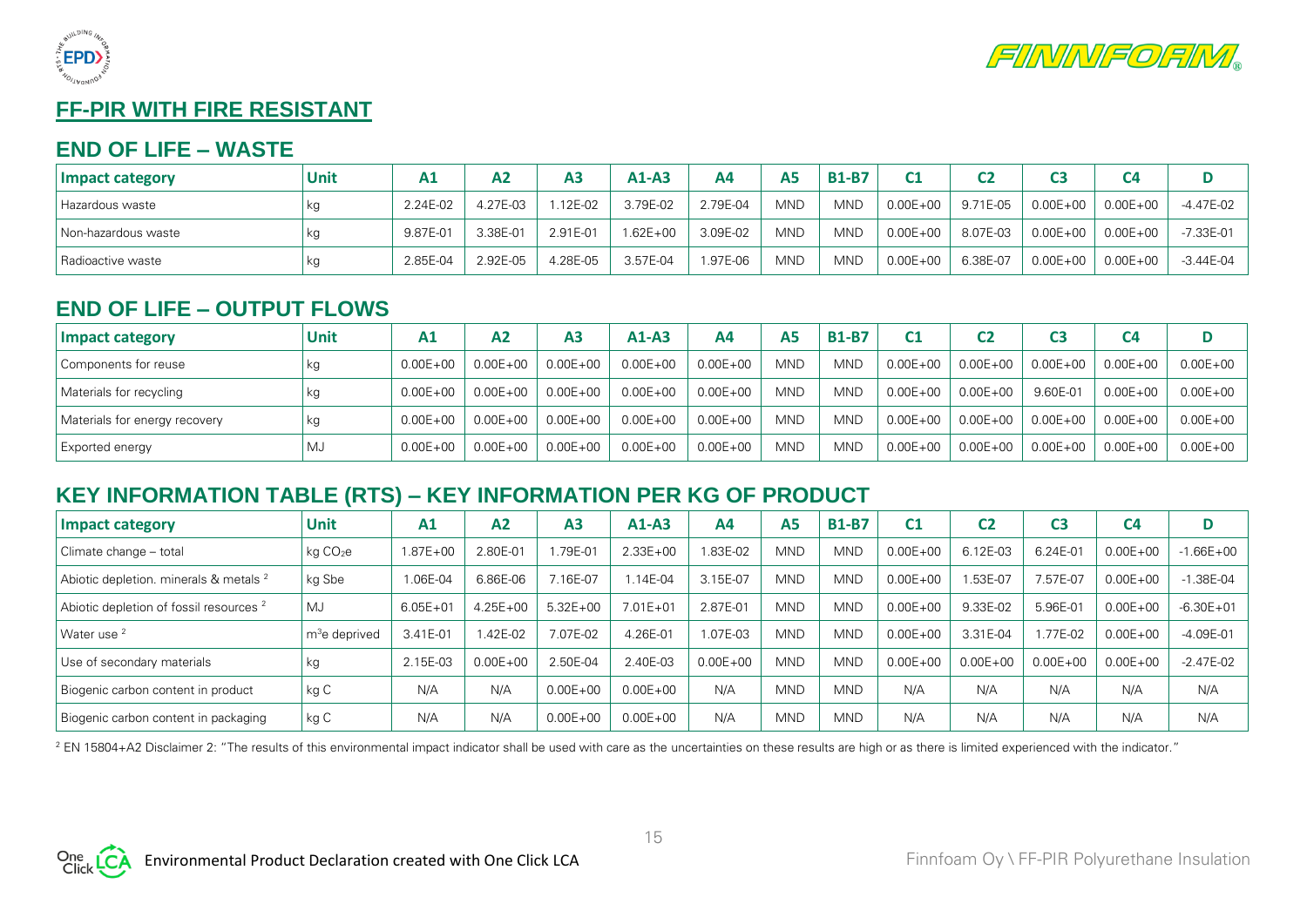## FF-PIR WITH FIRE RESISTANT

### END OF LIFE – WASTE

| Impact category | Unit | A1 | A2 | A3 | A1-A3 | A4 | A5 | B1-B7 | C1 | C2 | C3 | C4 | D |
|---|---|---|---|---|---|---|---|---|---|---|---|---|---|
| Hazardous waste | kg | 2.24E-02 | 4.27E-03 | 1.12E-02 | 3.79E-02 | 2.79E-04 | MND | MND | 0.00E+00 | 9.71E-05 | 0.00E+00 | 0.00E+00 | -4.47E-02 |
| Non-hazardous waste | kg | 9.87E-01 | 3.38E-01 | 2.91E-01 | 1.62E+00 | 3.09E-02 | MND | MND | 0.00E+00 | 8.07E-03 | 0.00E+00 | 0.00E+00 | -7.33E-01 |
| Radioactive waste | kg | 2.85E-04 | 2.92E-05 | 4.28E-05 | 3.57E-04 | 1.97E-06 | MND | MND | 0.00E+00 | 6.38E-07 | 0.00E+00 | 0.00E+00 | -3.44E-04 |

### END OF LIFE – OUTPUT FLOWS

| Impact category | Unit | A1 | A2 | A3 | A1-A3 | A4 | A5 | B1-B7 | C1 | C2 | C3 | C4 | D |
|---|---|---|---|---|---|---|---|---|---|---|---|---|---|
| Components for reuse | kg | 0.00E+00 | 0.00E+00 | 0.00E+00 | 0.00E+00 | 0.00E+00 | MND | MND | 0.00E+00 | 0.00E+00 | 0.00E+00 | 0.00E+00 | 0.00E+00 |
| Materials for recycling | kg | 0.00E+00 | 0.00E+00 | 0.00E+00 | 0.00E+00 | 0.00E+00 | MND | MND | 0.00E+00 | 0.00E+00 | 9.60E-01 | 0.00E+00 | 0.00E+00 |
| Materials for energy recovery | kg | 0.00E+00 | 0.00E+00 | 0.00E+00 | 0.00E+00 | 0.00E+00 | MND | MND | 0.00E+00 | 0.00E+00 | 0.00E+00 | 0.00E+00 | 0.00E+00 |
| Exported energy | MJ | 0.00E+00 | 0.00E+00 | 0.00E+00 | 0.00E+00 | 0.00E+00 | MND | MND | 0.00E+00 | 0.00E+00 | 0.00E+00 | 0.00E+00 | 0.00E+00 |

### KEY INFORMATION TABLE (RTS) – KEY INFORMATION PER KG OF PRODUCT

| Impact category | Unit | A1 | A2 | A3 | A1-A3 | A4 | A5 | B1-B7 | C1 | C2 | C3 | C4 | D |
|---|---|---|---|---|---|---|---|---|---|---|---|---|---|
| Climate change – total | kg $CO_2e$ | 1.87E+00 | 2.80E-01 | 1.79E-01 | 2.33E+00 | 1.83E-02 | MND | MND | 0.00E+00 | 6.12E-03 | 6.24E-01 | 0.00E+00 | -1.66E+00 |
| Abiotic depletion. minerals & metals [2] | kg Sbe | 1.06E-04 | 6.86E-06 | 7.16E-07 | 1.14E-04 | 3.15E-07 | MND | MND | 0.00E+00 | 1.53E-07 | 7.57E-07 | 0.00E+00 | -1.38E-04 |
| Abiotic depletion of fossil resources [2] | MJ | 6.05E+01 | 4.25E+00 | 5.32E+00 | 7.01E+01 | 2.87E-01 | MND | MND | 0.00E+00 | 9.33E-02 | 5.96E-01 | 0.00E+00 | -6.30E+01 |
| Water use [2] | $m^3$e deprived | 3.41E-01 | 1.42E-02 | 7.07E-02 | 4.26E-01 | 1.07E-03 | MND | MND | 0.00E+00 | 3.31E-04 | 1.77E-02 | 0.00E+00 | -4.09E-01 |
| Use of secondary materials | kg | 2.15E-03 | 0.00E+00 | 2.50E-04 | 2.40E-03 | 0.00E+00 | MND | MND | 0.00E+00 | 0.00E+00 | 0.00E+00 | 0.00E+00 | -2.47E-02 |
| Biogenic carbon content in product | kg C | N/A | N/A | 0.00E+00 | 0.00E+00 | N/A | MND | MND | N/A | N/A | N/A | N/A | N/A |
| Biogenic carbon content in packaging | kg C | N/A | N/A | 0.00E+00 | 0.00E+00 | N/A | MND | MND | N/A | N/A | N/A | N/A | N/A |

[2] EN 15804+A2 Disclaimer 2: "The results of this environmental impact indicator shall be used with care as the uncertainties on these results are high or as there is limited experienced with the indicator."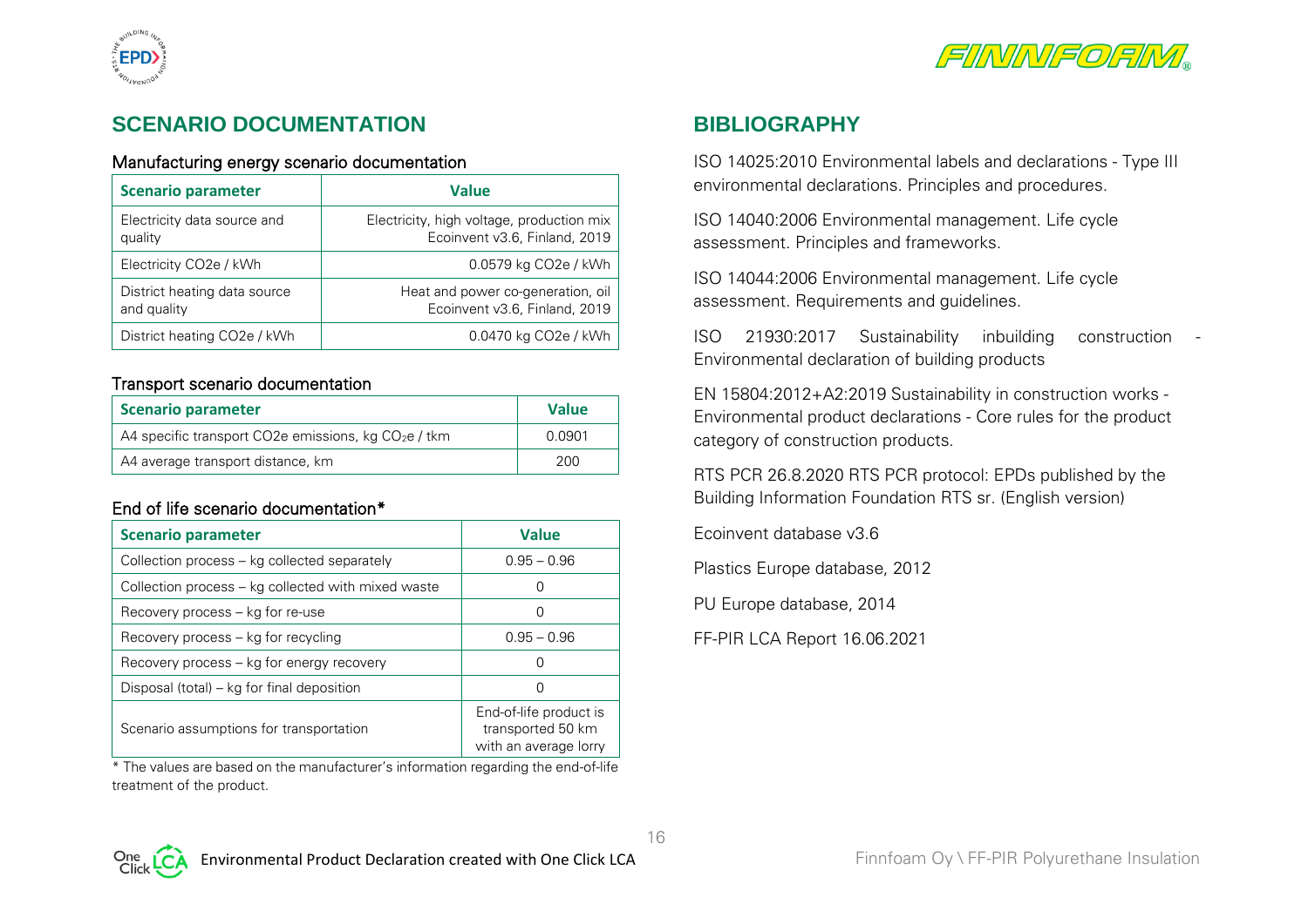## SCENARIO DOCUMENTATION

### Manufacturing energy scenario documentation

| Scenario parameter | Value |
|---|---|
| Electricity data source and quality | Electricity, high voltage, production mix Ecoinvent v3.6, Finland, 2019 |
| Electricity CO2e / kWh | 0.0579 kg CO2e / kWh |
| District heating data source and quality | Heat and power co-generation, oil Ecoinvent v3.6, Finland, 2019 |
| District heating CO2e / kWh | 0.0470 kg CO2e / kWh |

### Transport scenario documentation

| Scenario parameter | Value |
|---|---|
| A4 specific transport CO2e emissions, kg $CO_2e$ / tkm | 0.0901 |
| A4 average transport distance, km | 200 |

### End of life scenario documentation*

| Scenario parameter | Value |
|---|---|
| Collection process – kg collected separately | 0.95 – 0.96 |
| Collection process – kg collected with mixed waste | 0 |
| Recovery process – kg for re-use | 0 |
| Recovery process – kg for recycling | 0.95 – 0.96 |
| Recovery process – kg for energy recovery | 0 |
| Disposal (total) – kg for final deposition | 0 |
| Scenario assumptions for transportation | End-of-life product is transported 50 km with an average lorry |

* The values are based on the manufacturer's information regarding the end-of-life treatment of the product.

## BIBLIOGRAPHY

ISO 14025:2010 Environmental labels and declarations - Type III environmental declarations. Principles and procedures.

ISO 14040:2006 Environmental management. Life cycle assessment. Principles and frameworks.

ISO 14044:2006 Environmental management. Life cycle assessment. Requirements and guidelines.

ISO 21930:2017 Sustainability inbuilding construction - Environmental declaration of building products

EN 15804:2012+A2:2019 Sustainability in construction works - Environmental product declarations - Core rules for the product category of construction products.

RTS PCR 26.8.2020 RTS PCR protocol: EPDs published by the Building Information Foundation RTS sr. (English version)

Ecoinvent database v3.6

Plastics Europe database, 2012

PU Europe database, 2014

FF-PIR LCA Report 16.06.2021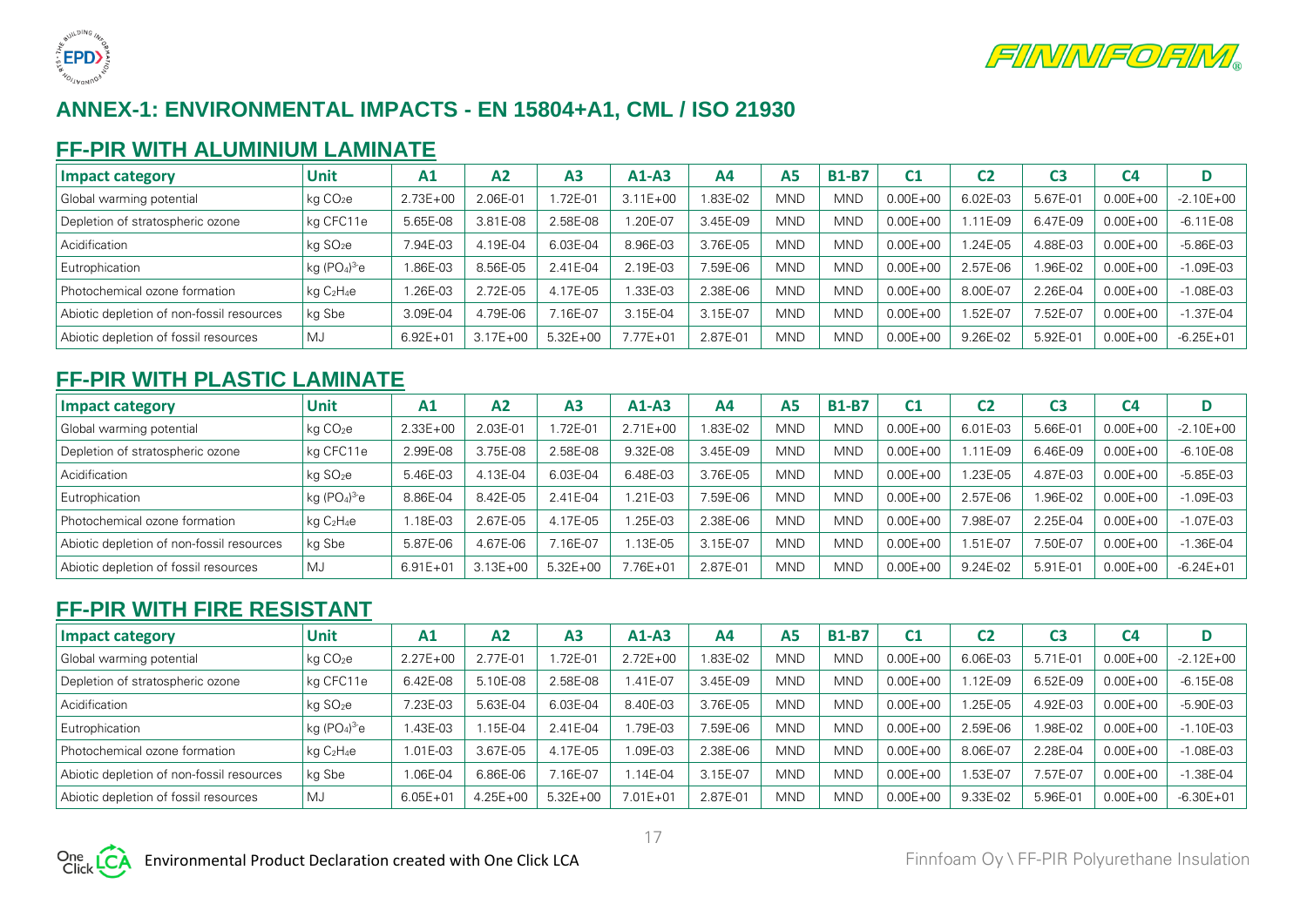## ANNEX-1: ENVIRONMENTAL IMPACTS - EN 15804+A1, CML / ISO 21930

### FF-PIR WITH ALUMINIUM LAMINATE

| Impact category | Unit | A1 | A2 | A3 | A1-A3 | A4 | A5 | B1-B7 | C1 | C2 | C3 | C4 | D |
|---|---|---|---|---|---|---|---|---|---|---|---|---|---|
| Global warming potential | kg $CO_2e$ | 2.73E+00 | 2.06E-01 | 1.72E-01 | 3.11E+00 | 1.83E-02 | MND | MND | 0.00E+00 | 6.02E-03 | 5.67E-01 | 0.00E+00 | -2.10E+00 |
| Depletion of stratospheric ozone | kg CFC11e | 5.65E-08 | 3.81E-08 | 2.58E-08 | 1.20E-07 | 3.45E-09 | MND | MND | 0.00E+00 | 1.11E-09 | 6.47E-09 | 0.00E+00 | -6.11E-08 |
| Acidification | kg $SO_2e$ | 7.94E-03 | 4.19E-04 | 6.03E-04 | 8.96E-03 | 3.76E-05 | MND | MND | 0.00E+00 | 1.24E-05 | 4.88E-03 | 0.00E+00 | -5.86E-03 |
| Eutrophication | kg $(PO_4)^{3-}e$ | 1.86E-03 | 8.56E-05 | 2.41E-04 | 2.19E-03 | 7.59E-06 | MND | MND | 0.00E+00 | 2.57E-06 | 1.96E-02 | 0.00E+00 | -1.09E-03 |
| Photochemical ozone formation | kg $C_2H_4e$ | 1.26E-03 | 2.72E-05 | 4.17E-05 | 1.33E-03 | 2.38E-06 | MND | MND | 0.00E+00 | 8.00E-07 | 2.26E-04 | 0.00E+00 | -1.08E-03 |
| Abiotic depletion of non-fossil resources | kg Sbe | 3.09E-04 | 4.79E-06 | 7.16E-07 | 3.15E-04 | 3.15E-07 | MND | MND | 0.00E+00 | 1.52E-07 | 7.52E-07 | 0.00E+00 | -1.37E-04 |
| Abiotic depletion of fossil resources | MJ | 6.92E+01 | 3.17E+00 | 5.32E+00 | 7.77E+01 | 2.87E-01 | MND | MND | 0.00E+00 | 9.26E-02 | 5.92E-01 | 0.00E+00 | -6.25E+01 |

### FF-PIR WITH PLASTIC LAMINATE

| Impact category | Unit | A1 | A2 | A3 | A1-A3 | A4 | A5 | B1-B7 | C1 | C2 | C3 | C4 | D |
|---|---|---|---|---|---|---|---|---|---|---|---|---|---|
| Global warming potential | kg $CO_2e$ | 2.33E+00 | 2.03E-01 | 1.72E-01 | 2.71E+00 | 1.83E-02 | MND | MND | 0.00E+00 | 6.01E-03 | 5.66E-01 | 0.00E+00 | -2.10E+00 |
| Depletion of stratospheric ozone | kg CFC11e | 2.99E-08 | 3.75E-08 | 2.58E-08 | 9.32E-08 | 3.45E-09 | MND | MND | 0.00E+00 | 1.11E-09 | 6.46E-09 | 0.00E+00 | -6.10E-08 |
| Acidification | kg $SO_2e$ | 5.46E-03 | 4.13E-04 | 6.03E-04 | 6.48E-03 | 3.76E-05 | MND | MND | 0.00E+00 | 1.23E-05 | 4.87E-03 | 0.00E+00 | -5.85E-03 |
| Eutrophication | kg $(PO_4)^{3-}e$ | 8.86E-04 | 8.42E-05 | 2.41E-04 | 1.21E-03 | 7.59E-06 | MND | MND | 0.00E+00 | 2.57E-06 | 1.96E-02 | 0.00E+00 | -1.09E-03 |
| Photochemical ozone formation | kg $C_2H_4e$ | 1.18E-03 | 2.67E-05 | 4.17E-05 | 1.25E-03 | 2.38E-06 | MND | MND | 0.00E+00 | 7.98E-07 | 2.25E-04 | 0.00E+00 | -1.07E-03 |
| Abiotic depletion of non-fossil resources | kg Sbe | 5.87E-06 | 4.67E-06 | 7.16E-07 | 1.13E-05 | 3.15E-07 | MND | MND | 0.00E+00 | 1.51E-07 | 7.50E-07 | 0.00E+00 | -1.36E-04 |
| Abiotic depletion of fossil resources | MJ | 6.91E+01 | 3.13E+00 | 5.32E+00 | 7.76E+01 | 2.87E-01 | MND | MND | 0.00E+00 | 9.24E-02 | 5.91E-01 | 0.00E+00 | -6.24E+01 |

### FF-PIR WITH FIRE RESISTANT

| Impact category | Unit | A1 | A2 | A3 | A1-A3 | A4 | A5 | B1-B7 | C1 | C2 | C3 | C4 | D |
|---|---|---|---|---|---|---|---|---|---|---|---|---|---|
| Global warming potential | kg $CO_2e$ | 2.27E+00 | 2.77E-01 | 1.72E-01 | 2.72E+00 | 1.83E-02 | MND | MND | 0.00E+00 | 6.06E-03 | 5.71E-01 | 0.00E+00 | -2.12E+00 |
| Depletion of stratospheric ozone | kg CFC11e | 6.42E-08 | 5.10E-08 | 2.58E-08 | 1.41E-07 | 3.45E-09 | MND | MND | 0.00E+00 | 1.12E-09 | 6.52E-09 | 0.00E+00 | -6.15E-08 |
| Acidification | kg $SO_2e$ | 7.23E-03 | 5.63E-04 | 6.03E-04 | 8.40E-03 | 3.76E-05 | MND | MND | 0.00E+00 | 1.25E-05 | 4.92E-03 | 0.00E+00 | -5.90E-03 |
| Eutrophication | kg $(PO_4)^{3-}e$ | 1.43E-03 | 1.15E-04 | 2.41E-04 | 1.79E-03 | 7.59E-06 | MND | MND | 0.00E+00 | 2.59E-06 | 1.98E-02 | 0.00E+00 | -1.10E-03 |
| Photochemical ozone formation | kg $C_2H_4e$ | 1.01E-03 | 3.67E-05 | 4.17E-05 | 1.09E-03 | 2.38E-06 | MND | MND | 0.00E+00 | 8.06E-07 | 2.28E-04 | 0.00E+00 | -1.08E-03 |
| Abiotic depletion of non-fossil resources | kg Sbe | 1.06E-04 | 6.86E-06 | 7.16E-07 | 1.14E-04 | 3.15E-07 | MND | MND | 0.00E+00 | 1.53E-07 | 7.57E-07 | 0.00E+00 | -1.38E-04 |
| Abiotic depletion of fossil resources | MJ | 6.05E+01 | 4.25E+00 | 5.32E+00 | 7.01E+01 | 2.87E-01 | MND | MND | 0.00E+00 | 9.33E-02 | 5.96E-01 | 0.00E+00 | -6.30E+01 |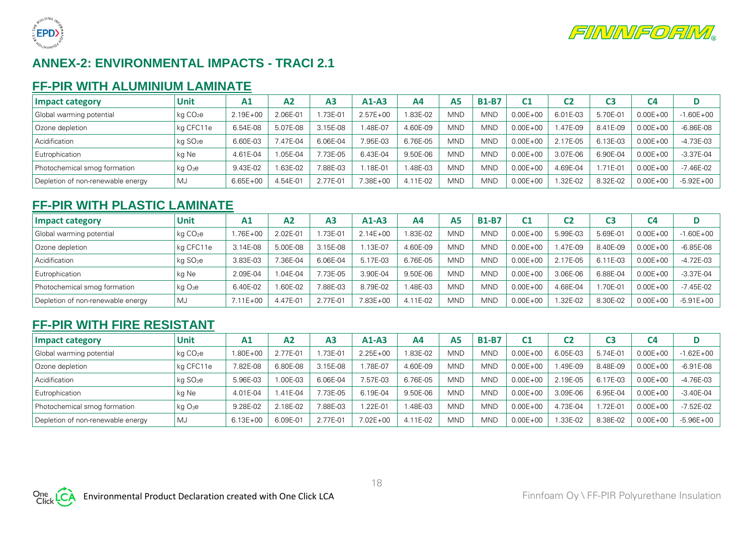## ANNEX-2: ENVIRONMENTAL IMPACTS - TRACI 2.1

### FF-PIR WITH ALUMINIUM LAMINATE

| Impact category | Unit | A1 | A2 | A3 | A1-A3 | A4 | A5 | B1-B7 | C1 | C2 | C3 | C4 | D |
|---|---|---|---|---|---|---|---|---|---|---|---|---|---|
| Global warming potential | kg $CO_2e$ | 2.19E+00 | 2.06E-01 | 1.73E-01 | 2.57E+00 | 1.83E-02 | MND | MND | 0.00E+00 | 6.01E-03 | 5.70E-01 | 0.00E+00 | -1.60E+00 |
| Ozone depletion | kg CFC11e | 6.54E-08 | 5.07E-08 | 3.15E-08 | 1.48E-07 | 4.60E-09 | MND | MND | 0.00E+00 | 1.47E-09 | 8.41E-09 | 0.00E+00 | -6.86E-08 |
| Acidification | kg $SO_2e$ | 6.60E-03 | 7.47E-04 | 6.06E-04 | 7.95E-03 | 6.76E-05 | MND | MND | 0.00E+00 | 2.17E-05 | 6.13E-03 | 0.00E+00 | -4.73E-03 |
| Eutrophication | kg Ne | 4.61E-04 | 1.05E-04 | 7.73E-05 | 6.43E-04 | 9.50E-06 | MND | MND | 0.00E+00 | 3.07E-06 | 6.90E-04 | 0.00E+00 | -3.37E-04 |
| Photochemical smog formation | kg $O_3e$ | 9.43E-02 | 1.63E-02 | 7.88E-03 | 1.18E-01 | 1.48E-03 | MND | MND | 0.00E+00 | 4.69E-04 | 1.71E-01 | 0.00E+00 | -7.46E-02 |
| Depletion of non-renewable energy | MJ | 6.65E+00 | 4.54E-01 | 2.77E-01 | 7.38E+00 | 4.11E-02 | MND | MND | 0.00E+00 | 1.32E-02 | 8.32E-02 | 0.00E+00 | -5.92E+00 |

### FF-PIR WITH PLASTIC LAMINATE

| Impact category | Unit | A1 | A2 | A3 | A1-A3 | A4 | A5 | B1-B7 | C1 | C2 | C3 | C4 | D |
|---|---|---|---|---|---|---|---|---|---|---|---|---|---|
| Global warming potential | kg $CO_2e$ | 1.76E+00 | 2.02E-01 | 1.73E-01 | 2.14E+00 | 1.83E-02 | MND | MND | 0.00E+00 | 5.99E-03 | 5.69E-01 | 0.00E+00 | -1.60E+00 |
| Ozone depletion | kg CFC11e | 3.14E-08 | 5.00E-08 | 3.15E-08 | 1.13E-07 | 4.60E-09 | MND | MND | 0.00E+00 | 1.47E-09 | 8.40E-09 | 0.00E+00 | -6.85E-08 |
| Acidification | kg $SO_2e$ | 3.83E-03 | 7.36E-04 | 6.06E-04 | 5.17E-03 | 6.76E-05 | MND | MND | 0.00E+00 | 2.17E-05 | 6.11E-03 | 0.00E+00 | -4.72E-03 |
| Eutrophication | kg Ne | 2.09E-04 | 1.04E-04 | 7.73E-05 | 3.90E-04 | 9.50E-06 | MND | MND | 0.00E+00 | 3.06E-06 | 6.88E-04 | 0.00E+00 | -3.37E-04 |
| Photochemical smog formation | kg $O_3e$ | 6.40E-02 | 1.60E-02 | 7.88E-03 | 8.79E-02 | 1.48E-03 | MND | MND | 0.00E+00 | 4.68E-04 | 1.70E-01 | 0.00E+00 | -7.45E-02 |
| Depletion of non-renewable energy | MJ | 7.11E+00 | 4.47E-01 | 2.77E-01 | 7.83E+00 | 4.11E-02 | MND | MND | 0.00E+00 | 1.32E-02 | 8.30E-02 | 0.00E+00 | -5.91E+00 |

### FF-PIR WITH FIRE RESISTANT

| Impact category | Unit | A1 | A2 | A3 | A1-A3 | A4 | A5 | B1-B7 | C1 | C2 | C3 | C4 | D |
|---|---|---|---|---|---|---|---|---|---|---|---|---|---|
| Global warming potential | kg $CO_2e$ | 1.80E+00 | 2.77E-01 | 1.73E-01 | 2.25E+00 | 1.83E-02 | MND | MND | 0.00E+00 | 6.05E-03 | 5.74E-01 | 0.00E+00 | -1.62E+00 |
| Ozone depletion | kg CFC11e | 7.82E-08 | 6.80E-08 | 3.15E-08 | 1.78E-07 | 4.60E-09 | MND | MND | 0.00E+00 | 1.49E-09 | 8.48E-09 | 0.00E+00 | -6.91E-08 |
| Acidification | kg $SO_2e$ | 5.96E-03 | 1.00E-03 | 6.06E-04 | 7.57E-03 | 6.76E-05 | MND | MND | 0.00E+00 | 2.19E-05 | 6.17E-03 | 0.00E+00 | -4.76E-03 |
| Eutrophication | kg Ne | 4.01E-04 | 1.41E-04 | 7.73E-05 | 6.19E-04 | 9.50E-06 | MND | MND | 0.00E+00 | 3.09E-06 | 6.95E-04 | 0.00E+00 | -3.40E-04 |
| Photochemical smog formation | kg $O_3e$ | 9.28E-02 | 2.18E-02 | 7.88E-03 | 1.22E-01 | 1.48E-03 | MND | MND | 0.00E+00 | 4.73E-04 | 1.72E-01 | 0.00E+00 | -7.52E-02 |
| Depletion of non-renewable energy | MJ | 6.13E+00 | 6.09E-01 | 2.77E-01 | 7.02E+00 | 4.11E-02 | MND | MND | 0.00E+00 | 1.33E-02 | 8.38E-02 | 0.00E+00 | -5.96E+00 |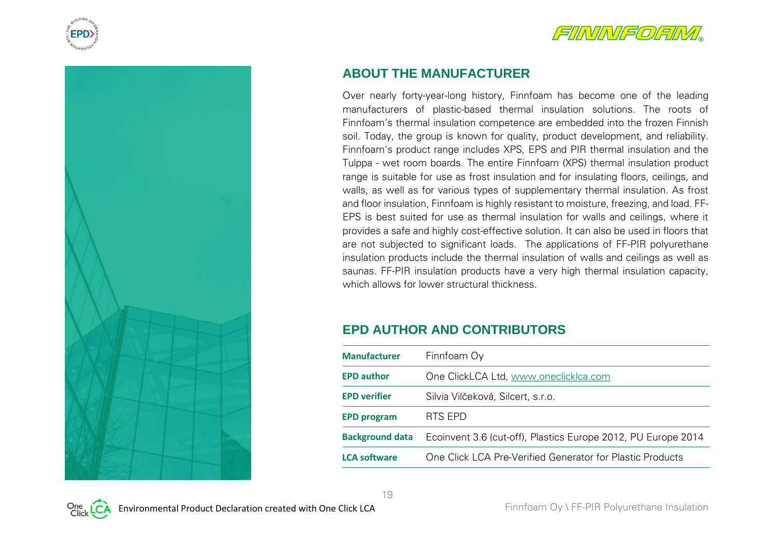## ABOUT THE MANUFACTURER

Over nearly forty-year-long history, Finnfoam has become one of the leading manufacturers of plastic-based thermal insulation solutions. The roots of Finnfoam's thermal insulation competence are embedded into the frozen Finnish soil. Today, the group is known for quality, product development, and reliability. Finnfoam's product range includes XPS, EPS and PIR thermal insulation and the Tulppa - wet room boards. The entire Finnfoam (XPS) thermal insulation product range is suitable for use as frost insulation and for insulating floors, ceilings, and walls, as well as for various types of supplementary thermal insulation. As frost and floor insulation, Finnfoam is highly resistant to moisture, freezing, and load. FF-EPS is best suited for use as thermal insulation for walls and ceilings, where it provides a safe and highly cost-effective solution. It can also be used in floors that are not subjected to significant loads. The applications of FF-PIR polyurethane insulation products include the thermal insulation of walls and ceilings as well as saunas. FF-PIR insulation products have a very high thermal insulation capacity, which allows for lower structural thickness.

## EPD AUTHOR AND CONTRIBUTORS

| | |
|---|---|
| **Manufacturer** | Finnfoam Oy |
| **EPD author** | One ClickLCA Ltd, www.oneclicklca.com |
| **EPD verifier** | Silvia Vilčeková, Silcert, s.r.o. |
| **EPD program** | RTS EPD |
| **Background data** | Ecoinvent 3.6 (cut-off), Plastics Europe 2012, PU Europe 2014 |
| **LCA software** | One Click LCA Pre-Verified Generator for Plastic Products |